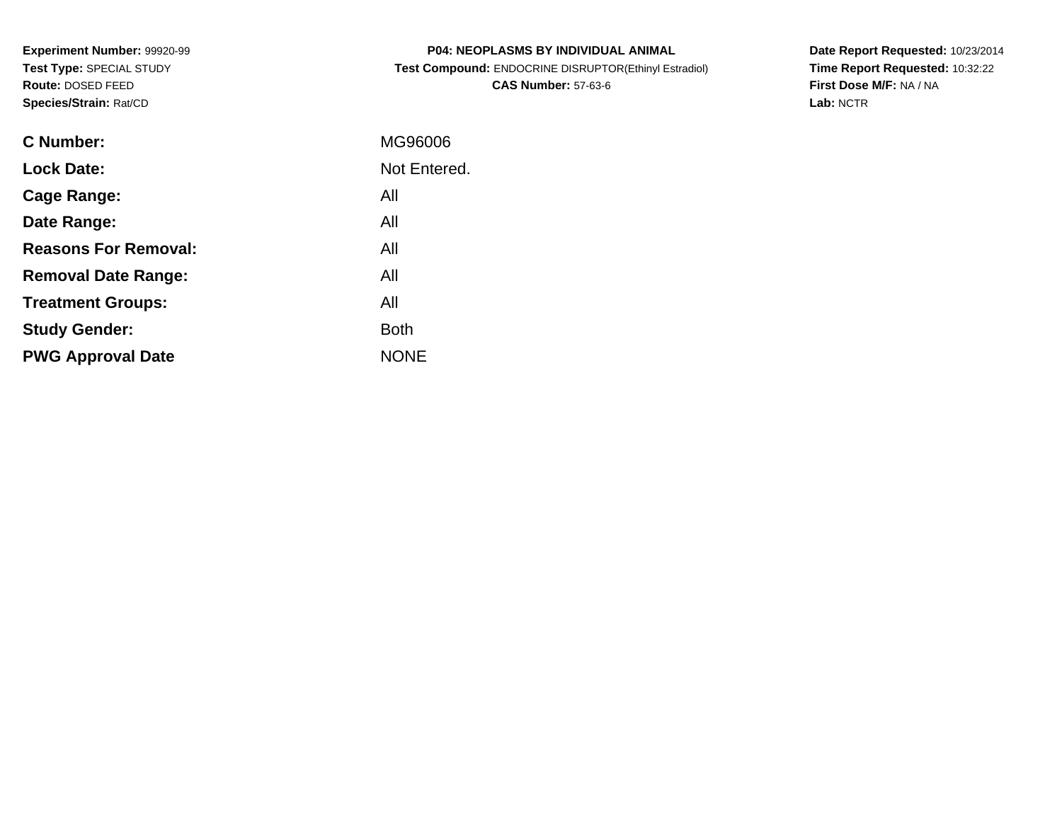**Experiment Number:** 99920-99
**Test Type:** SPECIAL STUDY
**Route:** DOSED FEED
**Species/Strain:** Rat/CD

**P04: NEOPLASMS BY INDIVIDUAL ANIMAL**
**Test Compound:** ENDOCRINE DISRUPTOR(Ethinyl Estradiol)
**CAS Number:** 57-63-6

**Date Report Requested:** 10/23/2014
**Time Report Requested:** 10:32:22
**First Dose M/F:** NA / NA
**Lab:** NCTR

| | |
|---|---|
| **C Number:** | MG96006 |
| **Lock Date:** | Not Entered. |
| **Cage Range:** | All |
| **Date Range:** | All |
| **Reasons For Removal:** | All |
| **Removal Date Range:** | All |
| **Treatment Groups:** | All |
| **Study Gender:** | Both |
| **PWG Approval Date** | NONE |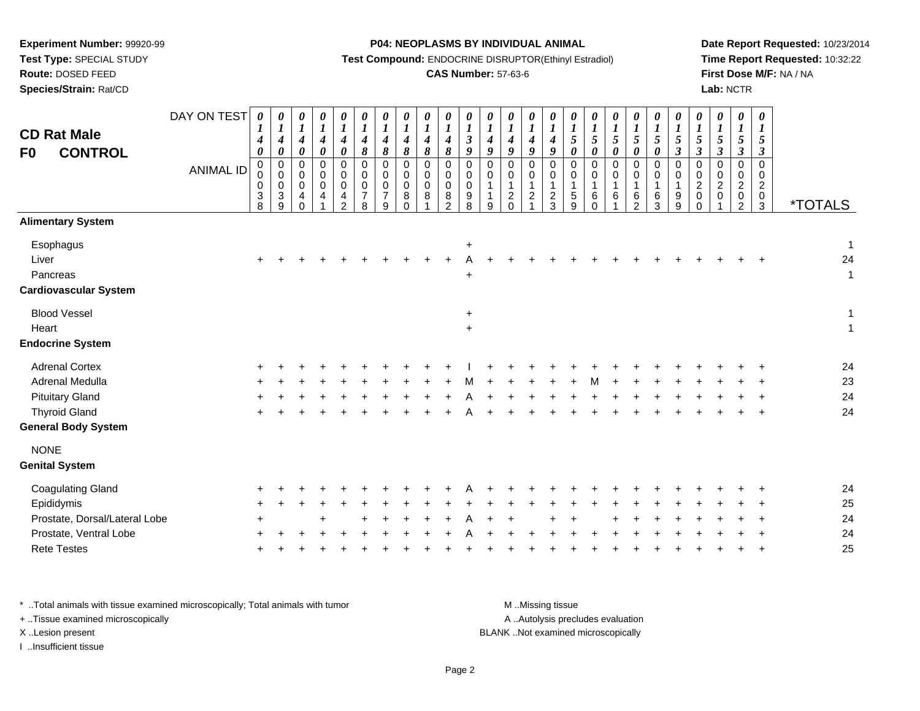**Experiment Number:** 99920-99
**Test Type:** SPECIAL STUDY
**Route:** DOSED FEED
**Species/Strain:** Rat/CD

**P04: NEOPLASMS BY INDIVIDUAL ANIMAL**
**Test Compound:** ENDOCRINE DISRUPTOR(Ethinyl Estradiol)
**CAS Number:** 57-63-6

**Date Report Requested:** 10/23/2014
**Time Report Requested:** 10:32:22
**First Dose M/F:** NA / NA
**Lab:** NCTR

## CD Rat Male
## F0 CONTROL

| DAY ON TEST | 0140 | 0140 | 0140 | 0140 | 0140 | 0148 | 0148 | 0148 | 0148 | 0148 | 0139 | 0149 | 0149 | 0149 | 0149 | 0150 | 0150 | 0150 | 0150 | 0150 | 0153 | 0153 | 0153 | 0153 | 0153 | |
|---|---|---|---|---|---|---|---|---|---|---|---|---|---|---|---|---|---|---|---|---|---|---|---|---|---|---|
| **ANIMAL ID** | 00038 | 00039 | 00040 | 00041 | 00042 | 00078 | 00079 | 00080 | 00081 | 00082 | 00098 | 00119 | 00120 | 00121 | 00123 | 00159 | 00160 | 00161 | 00162 | 00163 | 00199 | 00200 | 00201 | 00202 | 00203 | ***TOTALS** |
| **Alimentary System** | | | | | | | | | | | | | | | | | | | | | | | | | | |
| Esophagus | | | | | | | | | | | + | | | | | | | | | | | | | | | 1 |
| Liver | + | + | + | + | + | + | + | + | + | + | A | + | + | + | + | + | + | + | + | + | + | + | + | + | + | 24 |
| Pancreas | | | | | | | | | | | + | | | | | | | | | | | | | | | 1 |
| **Cardiovascular System** | | | | | | | | | | | | | | | | | | | | | | | | | | |
| Blood Vessel | | | | | | | | | | | + | | | | | | | | | | | | | | | 1 |
| Heart | | | | | | | | | | | + | | | | | | | | | | | | | | | 1 |
| **Endocrine System** | | | | | | | | | | | | | | | | | | | | | | | | | | |
| Adrenal Cortex | + | + | + | + | + | + | + | + | + | + | I | + | + | + | + | + | + | + | + | + | + | + | + | + | + | 24 |
| Adrenal Medulla | + | + | + | + | + | + | + | + | + | + | M | + | + | + | + | + | M | + | + | + | + | + | + | + | + | 23 |
| Pituitary Gland | + | + | + | + | + | + | + | + | + | + | A | + | + | + | + | + | + | + | + | + | + | + | + | + | + | 24 |
| Thyroid Gland | + | + | + | + | + | + | + | + | + | + | A | + | + | + | + | + | + | + | + | + | + | + | + | + | + | 24 |
| **General Body System** | | | | | | | | | | | | | | | | | | | | | | | | | | |
| NONE | | | | | | | | | | | | | | | | | | | | | | | | | | |
| **Genital System** | | | | | | | | | | | | | | | | | | | | | | | | | | |
| Coagulating Gland | + | + | + | + | + | + | + | + | + | + | A | + | + | + | + | + | + | + | + | + | + | + | + | + | + | 24 |
| Epididymis | + | + | + | + | + | + | + | + | + | + | + | + | + | + | + | + | + | + | + | + | + | + | + | + | + | 25 |
| Prostate, Dorsal/Lateral Lobe | + | | | + | | + | + | + | + | + | A | + | + | | + | + | | + | + | + | + | + | + | + | + | 24 |
| Prostate, Ventral Lobe | + | + | + | + | + | + | + | + | + | + | A | + | + | + | + | + | + | + | + | + | + | + | + | + | + | 24 |
| Rete Testes | + | + | + | + | + | + | + | + | + | + | + | + | + | + | + | + | + | + | + | + | + | + | + | + | + | 25 |

\* ..Total animals with tissue examined microscopically; Total animals with tumor
+ ..Tissue examined microscopically
X ..Lesion present
I ..Insufficient tissue

M ..Missing tissue
A ..Autolysis precludes evaluation
BLANK ..Not examined microscopically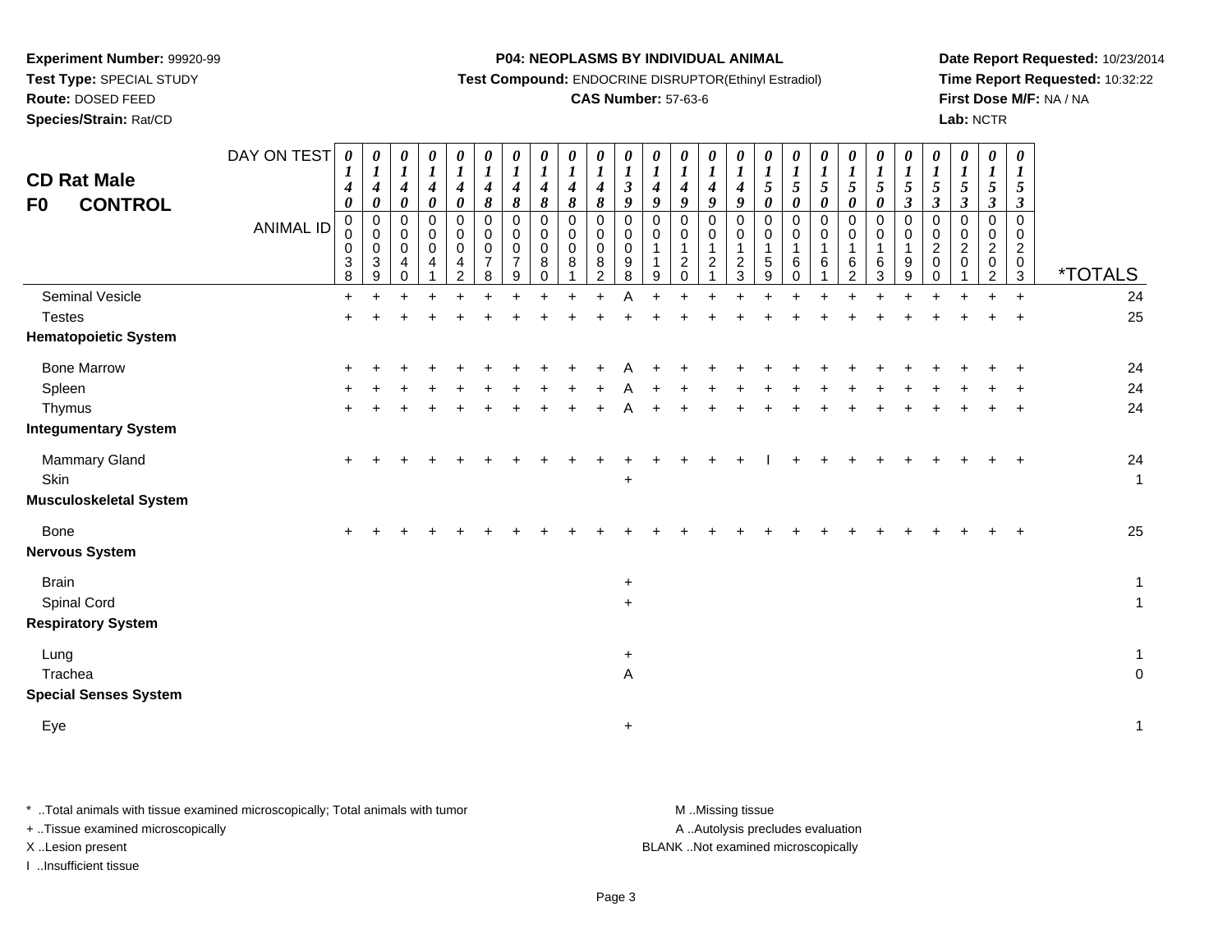**Experiment Number:** 99920-99
**Test Type:** SPECIAL STUDY
**Route:** DOSED FEED
**Species/Strain:** Rat/CD

**P04: NEOPLASMS BY INDIVIDUAL ANIMAL**
**Test Compound:** ENDOCRINE DISRUPTOR(Ethinyl Estradiol)
**CAS Number:** 57-63-6

**Date Report Requested:** 10/23/2014
**Time Report Requested:** 10:32:22
**First Dose M/F:** NA / NA
**Lab:** NCTR

## CD Rat Male
## F0 CONTROL

| DAY ON TEST | 0140 | 0140 | 0140 | 0140 | 0140 | 0148 | 0148 | 0148 | 0148 | 0148 | 0139 | 0149 | 0149 | 0149 | 0149 | 0150 | 0150 | 0150 | 0150 | 0150 | 0153 | 0153 | 0153 | 0153 | 0153 | |
|---|---|---|---|---|---|---|---|---|---|---|---|---|---|---|---|---|---|---|---|---|---|---|---|---|---|---|
| **ANIMAL ID** | 00038 | 00039 | 00040 | 00041 | 00042 | 00078 | 00079 | 00080 | 00081 | 00082 | 00098 | 00119 | 00120 | 00121 | 00123 | 00159 | 00160 | 00161 | 00162 | 00163 | 00199 | 00200 | 00201 | 00202 | 00203 | ***TOTALS** |
| Seminal Vesicle | + | + | + | + | + | + | + | + | + | + | A | + | + | + | + | + | + | + | + | + | + | + | + | + | + | 24 |
| Testes | + | + | + | + | + | + | + | + | + | + | + | + | + | + | + | + | + | + | + | + | + | + | + | + | + | 25 |
| **Hematopoietic System** | | | | | | | | | | | | | | | | | | | | | | | | | | |
| Bone Marrow | + | + | + | + | + | + | + | + | + | + | A | + | + | + | + | + | + | + | + | + | + | + | + | + | + | 24 |
| Spleen | + | + | + | + | + | + | + | + | + | + | A | + | + | + | + | + | + | + | + | + | + | + | + | + | + | 24 |
| Thymus | + | + | + | + | + | + | + | + | + | + | A | + | + | + | + | + | + | + | + | + | + | + | + | + | + | 24 |
| **Integumentary System** | | | | | | | | | | | | | | | | | | | | | | | | | | |
| Mammary Gland | + | + | + | + | + | + | + | + | + | + | + | + | + | + | + | I | + | + | + | + | + | + | + | + | + | 24 |
| Skin | | | | | | | | | | | + | | | | | | | | | | | | | | | 1 |
| **Musculoskeletal System** | | | | | | | | | | | | | | | | | | | | | | | | | | |
| Bone | + | + | + | + | + | + | + | + | + | + | + | + | + | + | + | + | + | + | + | + | + | + | + | + | + | 25 |
| **Nervous System** | | | | | | | | | | | | | | | | | | | | | | | | | | |
| Brain | | | | | | | | | | | + | | | | | | | | | | | | | | | 1 |
| Spinal Cord | | | | | | | | | | | + | | | | | | | | | | | | | | | 1 |
| **Respiratory System** | | | | | | | | | | | | | | | | | | | | | | | | | | |
| Lung | | | | | | | | | | | + | | | | | | | | | | | | | | | 1 |
| Trachea | | | | | | | | | | | A | | | | | | | | | | | | | | | 0 |
| **Special Senses System** | | | | | | | | | | | | | | | | | | | | | | | | | | |
| Eye | | | | | | | | | | | + | | | | | | | | | | | | | | | 1 |

\* ..Total animals with tissue examined microscopically; Total animals with tumor
\+ ..Tissue examined microscopically
X ..Lesion present
I ..Insufficient tissue

M ..Missing tissue
A ..Autolysis precludes evaluation
BLANK ..Not examined microscopically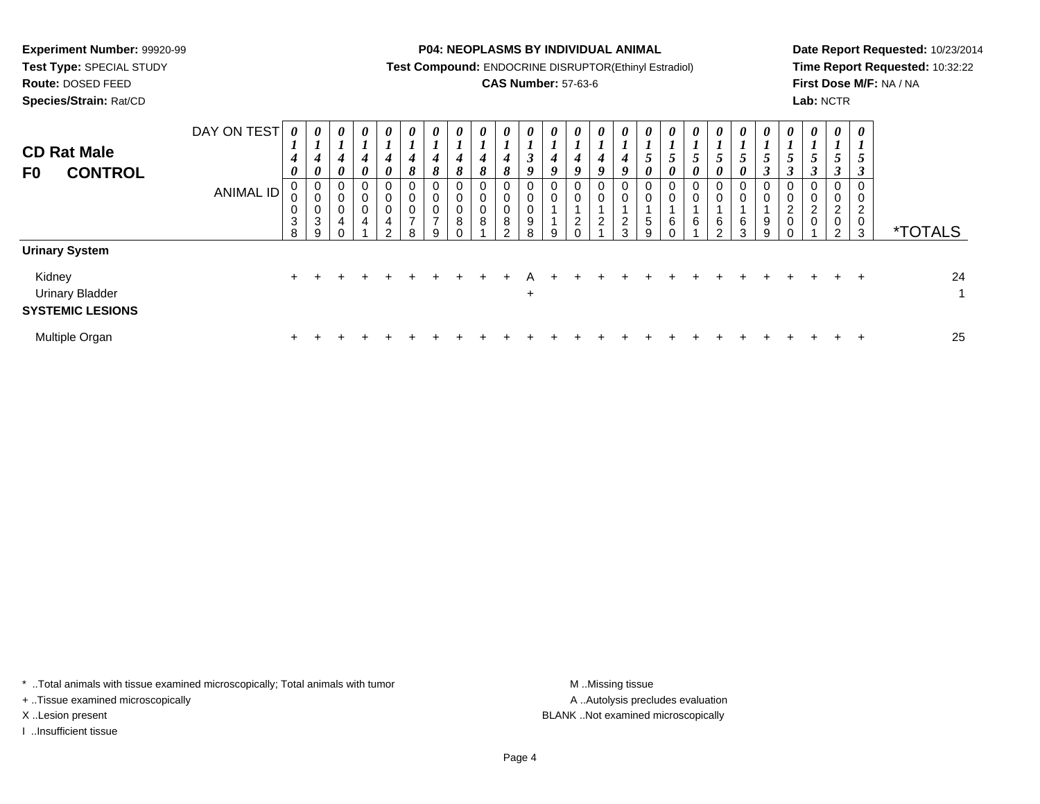**Experiment Number:** 99920-99
**Test Type:** SPECIAL STUDY
**Route:** DOSED FEED
**Species/Strain:** Rat/CD

**P04: NEOPLASMS BY INDIVIDUAL ANIMAL**
**Test Compound:** ENDOCRINE DISRUPTOR(Ethinyl Estradiol)
**CAS Number:** 57-63-6

**Date Report Requested:** 10/23/2014
**Time Report Requested:** 10:32:22
**First Dose M/F:** NA / NA
**Lab:** NCTR

## CD Rat Male
## F0 CONTROL

| DAY ON TEST | 0140 | 0140 | 0140 | 0140 | 0140 | 0148 | 0148 | 0148 | 0148 | 0148 | 0139 | 0149 | 0149 | 0149 | 0149 | 0150 | 0150 | 0150 | 0150 | 0150 | 0153 | 0153 | 0153 | 0153 | 0153 | |
|---|---|---|---|---|---|---|---|---|---|---|---|---|---|---|---|---|---|---|---|---|---|---|---|---|---|---|
| **ANIMAL ID** | 00038 | 00039 | 00040 | 00041 | 00042 | 00078 | 00079 | 00080 | 00081 | 00082 | 00098 | 00119 | 00120 | 00121 | 00123 | 00159 | 00160 | 00161 | 00162 | 00163 | 00199 | 00200 | 00201 | 00202 | 00203 | ***TOTALS** |
| **Urinary System** | | | | | | | | | | | | | | | | | | | | | | | | | | |
| Kidney | + | + | + | + | + | + | + | + | + | + | A | + | + | + | + | + | + | + | + | + | + | + | + | + | + | 24 |
| Urinary Bladder | | | | | | | | | | | + | | | | | | | | | | | | | | | 1 |
| **SYSTEMIC LESIONS** | | | | | | | | | | | | | | | | | | | | | | | | | | |
| Multiple Organ | + | + | + | + | + | + | + | + | + | + | + | + | + | + | + | + | + | + | + | + | + | + | + | + | + | 25 |

\* ..Total animals with tissue examined microscopically; Total animals with tumor
+ ..Tissue examined microscopically
X ..Lesion present
I ..Insufficient tissue

M ..Missing tissue
A ..Autolysis precludes evaluation
BLANK ..Not examined microscopically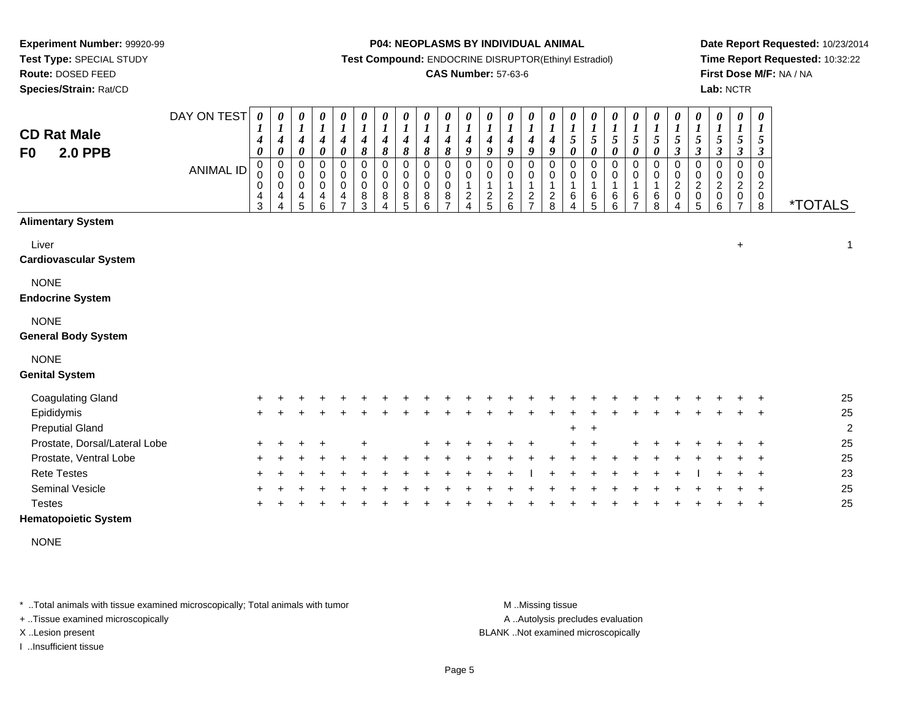Experiment Number: 99920-99
Test Type: SPECIAL STUDY
Route: DOSED FEED
Species/Strain: Rat/CD

**P04: NEOPLASMS BY INDIVIDUAL ANIMAL**
**Test Compound:** ENDOCRINE DISRUPTOR(Ethinyl Estradiol)
**CAS Number:** 57-63-6

Date Report Requested: 10/23/2014
Time Report Requested: 10:32:22
First Dose M/F: NA / NA
Lab: NCTR

## CD Rat Male
## F0 2.0 PPB

| DAY ON TEST | 0140 | 0140 | 0140 | 0140 | 0140 | 0148 | 0148 | 0148 | 0148 | 0148 | 0149 | 0149 | 0149 | 0149 | 0149 | 0150 | 0150 | 0150 | 0150 | 0150 | 0153 | 0153 | 0153 | 0153 | 0153 | |
|---|---|---|---|---|---|---|---|---|---|---|---|---|---|---|---|---|---|---|---|---|---|---|---|---|---|---|
| **ANIMAL ID** | 0043 | 0044 | 0045 | 0046 | 0047 | 0083 | 0084 | 0085 | 0086 | 0087 | 0124 | 0125 | 0126 | 0127 | 0128 | 0164 | 0165 | 0166 | 0167 | 0168 | 0204 | 0205 | 0206 | 0207 | 0208 | ***TOTALS** |
| **Alimentary System** | | | | | | | | | | | | | | | | | | | | | | | | | | |
| Liver | | | | | | | | | | | | | | | | | | | | | | | | + | | 1 |
| **Cardiovascular System** | | | | | | | | | | | | | | | | | | | | | | | | | | |
| NONE | | | | | | | | | | | | | | | | | | | | | | | | | | |
| **Endocrine System** | | | | | | | | | | | | | | | | | | | | | | | | | | |
| NONE | | | | | | | | | | | | | | | | | | | | | | | | | | |
| **General Body System** | | | | | | | | | | | | | | | | | | | | | | | | | | |
| NONE | | | | | | | | | | | | | | | | | | | | | | | | | | |
| **Genital System** | | | | | | | | | | | | | | | | | | | | | | | | | | |
| Coagulating Gland | + | + | + | + | + | + | + | + | + | + | + | + | + | + | + | + | + | + | + | + | + | + | + | + | + | 25 |
| Epididymis | + | + | + | + | + | + | + | + | + | + | + | + | + | + | + | + | + | + | + | + | + | + | + | + | + | 25 |
| Preputial Gland | | | | | | | | | | | | | | | | + | + | | | | | | | | | 2 |
| Prostate, Dorsal/Lateral Lobe | + | + | + | + | | + | | | + | + | + | + | + | + | | + | + | | + | + | + | + | + | + | + | 25 |
| Prostate, Ventral Lobe | + | + | + | + | + | + | + | + | + | + | + | + | + | + | + | + | + | + | + | + | + | + | + | + | + | 25 |
| Rete Testes | + | + | + | + | + | + | + | + | + | + | + | + | + | I | + | + | + | + | + | + | + | I | + | + | + | 23 |
| Seminal Vesicle | + | + | + | + | + | + | + | + | + | + | + | + | + | + | + | + | + | + | + | + | + | + | + | + | + | 25 |
| Testes | + | + | + | + | + | + | + | + | + | + | + | + | + | + | + | + | + | + | + | + | + | + | + | + | + | 25 |
| **Hematopoietic System** | | | | | | | | | | | | | | | | | | | | | | | | | | |
| NONE | | | | | | | | | | | | | | | | | | | | | | | | | | |

* ..Total animals with tissue examined microscopically; Total animals with tumor
+ ..Tissue examined microscopically
X ..Lesion present
I ..Insufficient tissue

M ..Missing tissue
A ..Autolysis precludes evaluation
BLANK ..Not examined microscopically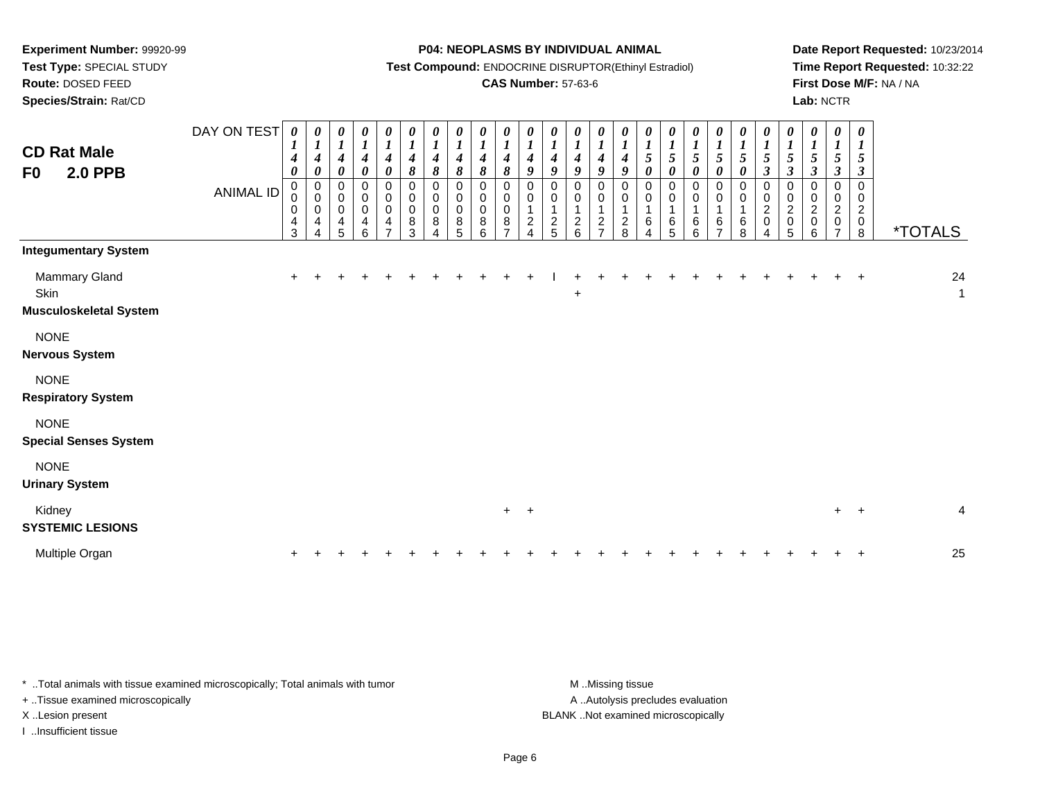**Experiment Number:** 99920-99
**Test Type:** SPECIAL STUDY
**Route:** DOSED FEED
**Species/Strain:** Rat/CD

**P04: NEOPLASMS BY INDIVIDUAL ANIMAL**
**Test Compound:** ENDOCRINE DISRUPTOR(Ethinyl Estradiol)
**CAS Number:** 57-63-6

**Date Report Requested:** 10/23/2014
**Time Report Requested:** 10:32:22
**First Dose M/F:** NA / NA
**Lab:** NCTR

## CD Rat Male
## F0 2.0 PPB

| DAY ON TEST | 0140 | 0140 | 0140 | 0140 | 0140 | 0148 | 0148 | 0148 | 0148 | 0148 | 0149 | 0149 | 0149 | 0149 | 0149 | 0150 | 0150 | 0150 | 0150 | 0150 | 0153 | 0153 | 0153 | 0153 | 0153 | |
|---|---|---|---|---|---|---|---|---|---|---|---|---|---|---|---|---|---|---|---|---|---|---|---|---|---|---|
| **ANIMAL ID** | 00043 | 00044 | 00045 | 00046 | 00047 | 00083 | 00084 | 00085 | 00086 | 00087 | 00124 | 00125 | 00126 | 00127 | 00128 | 00164 | 00165 | 00166 | 00167 | 00168 | 00204 | 00205 | 00206 | 00207 | 00208 | ***TOTALS** |
| **Integumentary System** | | | | | | | | | | | | | | | | | | | | | | | | | | |
| Mammary Gland | + | + | + | + | + | + | + | + | + | + | + | I | + | + | + | + | + | + | + | + | + | + | + | + | + | 24 |
| Skin | | | | | | | | | | | | | + | | | | | | | | | | | | | 1 |
| **Musculoskeletal System** | | | | | | | | | | | | | | | | | | | | | | | | | | |
| NONE | | | | | | | | | | | | | | | | | | | | | | | | | | |
| **Nervous System** | | | | | | | | | | | | | | | | | | | | | | | | | | |
| NONE | | | | | | | | | | | | | | | | | | | | | | | | | | |
| **Respiratory System** | | | | | | | | | | | | | | | | | | | | | | | | | | |
| NONE | | | | | | | | | | | | | | | | | | | | | | | | | | |
| **Special Senses System** | | | | | | | | | | | | | | | | | | | | | | | | | | |
| NONE | | | | | | | | | | | | | | | | | | | | | | | | | | |
| **Urinary System** | | | | | | | | | | | | | | | | | | | | | | | | | | |
| Kidney | | | | | | | | | | + | + | | | | | | | | | | | | | + | + | 4 |
| **SYSTEMIC LESIONS** | | | | | | | | | | | | | | | | | | | | | | | | | | |
| Multiple Organ | + | + | + | + | + | + | + | + | + | + | + | + | + | + | + | + | + | + | + | + | + | + | + | + | + | 25 |

* ..Total animals with tissue examined microscopically; Total animals with tumor
+ ..Tissue examined microscopically
X ..Lesion present
I ..Insufficient tissue

M ..Missing tissue
A ..Autolysis precludes evaluation
BLANK ..Not examined microscopically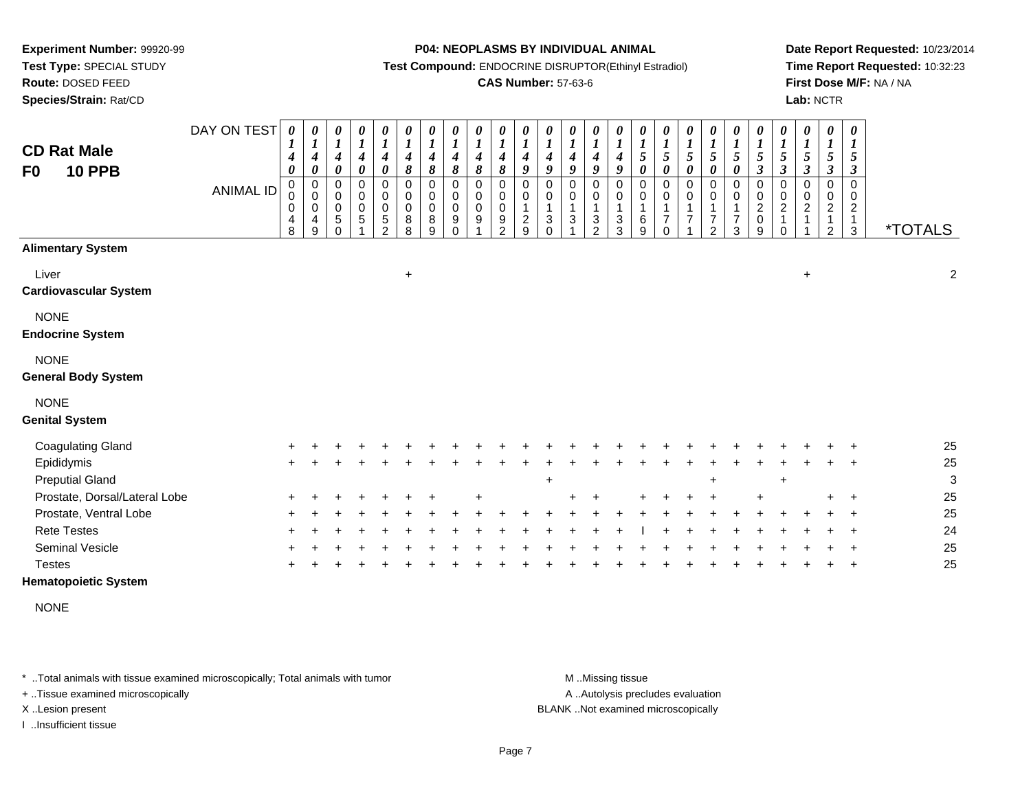**Experiment Number:** 99920-99
**Test Type:** SPECIAL STUDY
**Route:** DOSED FEED
**Species/Strain:** Rat/CD

**P04: NEOPLASMS BY INDIVIDUAL ANIMAL**
**Test Compound:** ENDOCRINE DISRUPTOR(Ethinyl Estradiol)
**CAS Number:** 57-63-6

**Date Report Requested:** 10/23/2014
**Time Report Requested:** 10:32:23
**First Dose M/F:** NA / NA
**Lab:** NCTR

## CD Rat Male
## F0 10 PPB

| DAY ON TEST | 0140 | 0140 | 0140 | 0140 | 0140 | 0148 | 0148 | 0148 | 0148 | 0148 | 0149 | 0149 | 0149 | 0149 | 0149 | 0150 | 0150 | 0150 | 0150 | 0150 | 0153 | 0153 | 0153 | 0153 | 0153 | |
|---|---|---|---|---|---|---|---|---|---|---|---|---|---|---|---|---|---|---|---|---|---|---|---|---|---|---|
| **ANIMAL ID** | 0048 | 0049 | 0050 | 0051 | 0052 | 0088 | 0089 | 0090 | 0091 | 0092 | 0129 | 0130 | 0131 | 0132 | 0133 | 0169 | 0170 | 0171 | 0172 | 0173 | 0209 | 0210 | 0211 | 0212 | 0213 | ***TOTALS** |
| **Alimentary System** | | | | | | | | | | | | | | | | | | | | | | | | | | |
| Liver | | | | | | + | | | | | | | | | | | | | | | | | + | | | 2 |
| **Cardiovascular System** | | | | | | | | | | | | | | | | | | | | | | | | | | |
| NONE | | | | | | | | | | | | | | | | | | | | | | | | | | |
| **Endocrine System** | | | | | | | | | | | | | | | | | | | | | | | | | | |
| NONE | | | | | | | | | | | | | | | | | | | | | | | | | | |
| **General Body System** | | | | | | | | | | | | | | | | | | | | | | | | | | |
| NONE | | | | | | | | | | | | | | | | | | | | | | | | | | |
| **Genital System** | | | | | | | | | | | | | | | | | | | | | | | | | | |
| Coagulating Gland | + | + | + | + | + | + | + | + | + | + | + | + | + | + | + | + | + | + | + | + | + | + | + | + | + | 25 |
| Epididymis | + | + | + | + | + | + | + | + | + | + | + | + | + | + | + | + | + | + | + | + | + | + | + | + | + | 25 |
| Preputial Gland | | | | | | | | | | | | + | | | | | | | + | | | + | | | | 3 |
| Prostate, Dorsal/Lateral Lobe | + | + | + | + | + | + | + | | + | | | | + | + | | + | + | + | + | | + | | | + | + | 25 |
| Prostate, Ventral Lobe | + | + | + | + | + | + | + | + | + | + | + | + | + | + | + | + | + | + | + | + | + | + | + | + | + | 25 |
| Rete Testes | + | + | + | + | + | + | + | + | + | + | + | + | + | + | + | I | + | + | + | + | + | + | + | + | + | 24 |
| Seminal Vesicle | + | + | + | + | + | + | + | + | + | + | + | + | + | + | + | + | + | + | + | + | + | + | + | + | + | 25 |
| Testes | + | + | + | + | + | + | + | + | + | + | + | + | + | + | + | + | + | + | + | + | + | + | + | + | + | 25 |
| **Hematopoietic System** | | | | | | | | | | | | | | | | | | | | | | | | | | |
| NONE | | | | | | | | | | | | | | | | | | | | | | | | | | |

* ..Total animals with tissue examined microscopically; Total animals with tumor
+ ..Tissue examined microscopically
X ..Lesion present
I ..Insufficient tissue

M ..Missing tissue
A ..Autolysis precludes evaluation
BLANK ..Not examined microscopically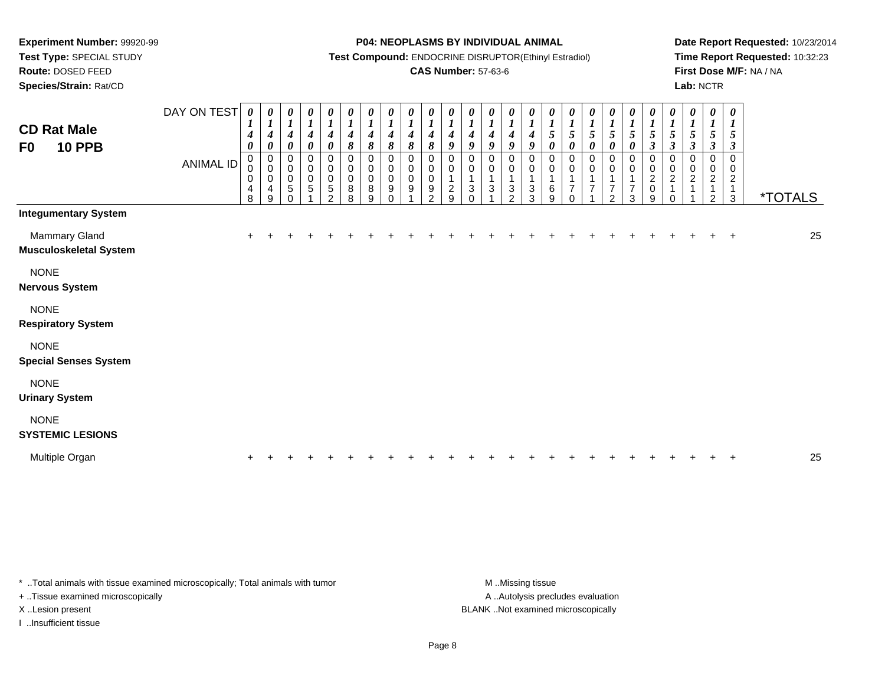**Experiment Number:** 99920-99
**Test Type:** SPECIAL STUDY
**Route:** DOSED FEED
**Species/Strain:** Rat/CD

**P04: NEOPLASMS BY INDIVIDUAL ANIMAL**
**Test Compound:** ENDOCRINE DISRUPTOR(Ethinyl Estradiol)
**CAS Number:** 57-63-6

**Date Report Requested:** 10/23/2014
**Time Report Requested:** 10:32:23
**First Dose M/F:** NA / NA
**Lab:** NCTR

## CD Rat Male
## F0 10 PPB

| DAY ON TEST | 0140 | 0140 | 0140 | 0140 | 0140 | 0148 | 0148 | 0148 | 0148 | 0148 | 0149 | 0149 | 0149 | 0149 | 0149 | 0150 | 0150 | 0150 | 0150 | 0150 | 0153 | 0153 | 0153 | 0153 | 0153 | |
|---|---|---|---|---|---|---|---|---|---|---|---|---|---|---|---|---|---|---|---|---|---|---|---|---|---|---|
| **ANIMAL ID** | 00048 | 00049 | 00050 | 00051 | 00052 | 00088 | 00089 | 00090 | 00091 | 00092 | 00129 | 00130 | 00131 | 00132 | 00133 | 00169 | 00170 | 00171 | 00172 | 00173 | 00209 | 00210 | 00211 | 00212 | 00213 | ***TOTALS** |
| **Integumentary System** | | | | | | | | | | | | | | | | | | | | | | | | | | |
| Mammary Gland | + | + | + | + | + | + | + | + | + | + | + | + | + | + | + | + | + | + | + | + | + | + | + | + | + | 25 |
| **Musculoskeletal System** | | | | | | | | | | | | | | | | | | | | | | | | | | |
| NONE | | | | | | | | | | | | | | | | | | | | | | | | | | |
| **Nervous System** | | | | | | | | | | | | | | | | | | | | | | | | | | |
| NONE | | | | | | | | | | | | | | | | | | | | | | | | | | |
| **Respiratory System** | | | | | | | | | | | | | | | | | | | | | | | | | | |
| NONE | | | | | | | | | | | | | | | | | | | | | | | | | | |
| **Special Senses System** | | | | | | | | | | | | | | | | | | | | | | | | | | |
| NONE | | | | | | | | | | | | | | | | | | | | | | | | | | |
| **Urinary System** | | | | | | | | | | | | | | | | | | | | | | | | | | |
| NONE | | | | | | | | | | | | | | | | | | | | | | | | | | |
| **SYSTEMIC LESIONS** | | | | | | | | | | | | | | | | | | | | | | | | | | |
| Multiple Organ | + | + | + | + | + | + | + | + | + | + | + | + | + | + | + | + | + | + | + | + | + | + | + | + | + | 25 |

\* ..Total animals with tissue examined microscopically; Total animals with tumor
\+ ..Tissue examined microscopically
X ..Lesion present
I ..Insufficient tissue

M ..Missing tissue
A ..Autolysis precludes evaluation
BLANK ..Not examined microscopically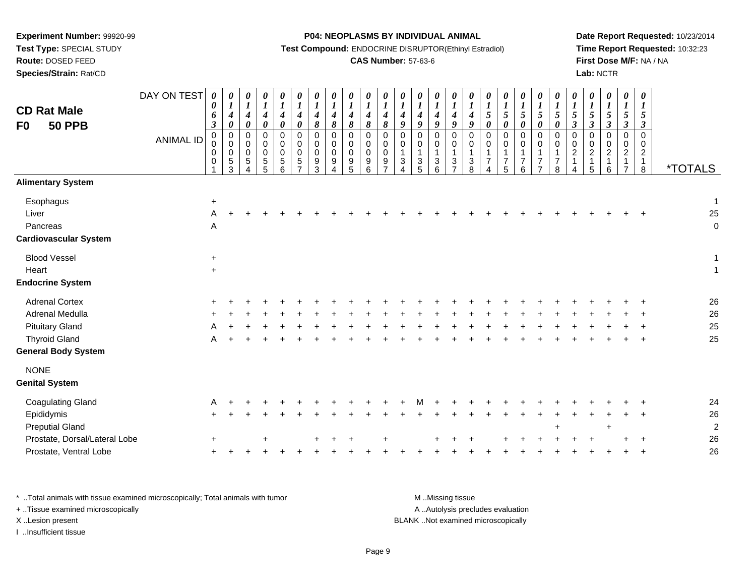**Experiment Number:** 99920-99
**Test Type:** SPECIAL STUDY
**Route:** DOSED FEED
**Species/Strain:** Rat/CD

**P04: NEOPLASMS BY INDIVIDUAL ANIMAL**
**Test Compound:** ENDOCRINE DISRUPTOR(Ethinyl Estradiol)
**CAS Number:** 57-63-6

**Date Report Requested:** 10/23/2014
**Time Report Requested:** 10:32:23
**First Dose M/F:** NA / NA
**Lab:** NCTR

## CD Rat Male
## F0 50 PPB

| DAY ON TEST | 0063 | 0140 | 0140 | 0140 | 0140 | 0140 | 0148 | 0148 | 0148 | 0148 | 0148 | 0149 | 0149 | 0149 | 0149 | 0149 | 0150 | 0150 | 0150 | 0150 | 0150 | 0153 | 0153 | 0153 | 0153 | 0153 | |
|---|---|---|---|---|---|---|---|---|---|---|---|---|---|---|---|---|---|---|---|---|---|---|---|---|---|---|---|
| **ANIMAL ID** | 0001 | 0053 | 0054 | 0055 | 0056 | 0057 | 0093 | 0094 | 0095 | 0096 | 0097 | 0134 | 0135 | 0136 | 0137 | 0138 | 0174 | 0175 | 0176 | 0177 | 0178 | 0214 | 0215 | 0216 | 0217 | 0218 | ***TOTALS** |
| **Alimentary System** | | | | | | | | | | | | | | | | | | | | | | | | | | | |
| Esophagus | + | | | | | | | | | | | | | | | | | | | | | | | | | | 1 |
| Liver | A | + | + | + | + | + | + | + | + | + | + | + | + | + | + | + | + | + | + | + | + | + | + | + | + | + | 25 |
| Pancreas | A | | | | | | | | | | | | | | | | | | | | | | | | | | 0 |
| **Cardiovascular System** | | | | | | | | | | | | | | | | | | | | | | | | | | | |
| Blood Vessel | + | | | | | | | | | | | | | | | | | | | | | | | | | | 1 |
| Heart | + | | | | | | | | | | | | | | | | | | | | | | | | | | 1 |
| **Endocrine System** | | | | | | | | | | | | | | | | | | | | | | | | | | | |
| Adrenal Cortex | + | + | + | + | + | + | + | + | + | + | + | + | + | + | + | + | + | + | + | + | + | + | + | + | + | + | 26 |
| Adrenal Medulla | + | + | + | + | + | + | + | + | + | + | + | + | + | + | + | + | + | + | + | + | + | + | + | + | + | + | 26 |
| Pituitary Gland | A | + | + | + | + | + | + | + | + | + | + | + | + | + | + | + | + | + | + | + | + | + | + | + | + | + | 25 |
| Thyroid Gland | A | + | + | + | + | + | + | + | + | + | + | + | + | + | + | + | + | + | + | + | + | + | + | + | + | + | 25 |
| **General Body System** | | | | | | | | | | | | | | | | | | | | | | | | | | | |
| NONE | | | | | | | | | | | | | | | | | | | | | | | | | | | |
| **Genital System** | | | | | | | | | | | | | | | | | | | | | | | | | | | |
| Coagulating Gland | A | + | + | + | + | + | + | + | + | + | + | + | M | + | + | + | + | + | + | + | + | + | + | + | + | + | 24 |
| Epididymis | + | + | + | + | + | + | + | + | + | + | + | + | + | + | + | + | + | + | + | + | + | + | + | + | + | + | 26 |
| Preputial Gland | | | | | | | | | | | | | | | | | | | | | + | | | + | | | 2 |
| Prostate, Dorsal/Lateral Lobe | + | | | + | | | + | + | + | | + | | | + | + | + | | + | + | + | + | + | + | | + | + | 26 |
| Prostate, Ventral Lobe | + | + | + | + | + | + | + | + | + | + | + | + | + | + | + | + | + | + | + | + | + | + | + | + | + | + | 26 |

\* ..Total animals with tissue examined microscopically; Total animals with tumor
\+ ..Tissue examined microscopically
X ..Lesion present
I ..Insufficient tissue

M ..Missing tissue
A ..Autolysis precludes evaluation
BLANK ..Not examined microscopically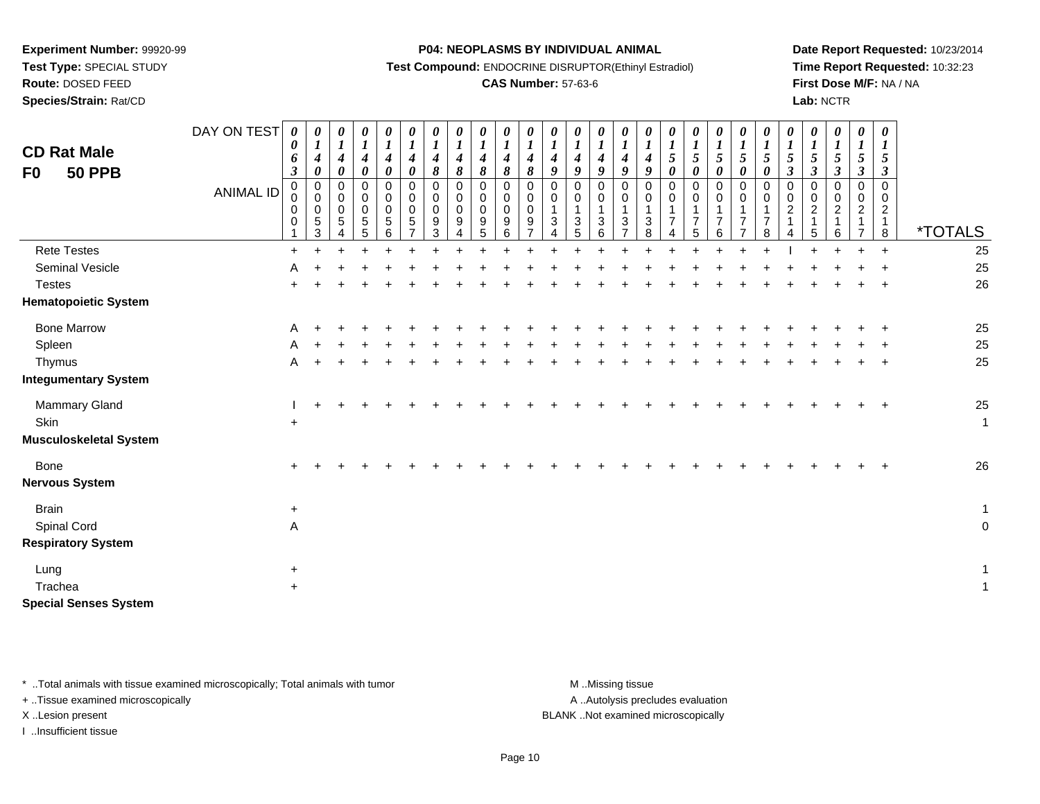**Experiment Number:** 99920-99
**Test Type:** SPECIAL STUDY
**Route:** DOSED FEED
**Species/Strain:** Rat/CD

**P04: NEOPLASMS BY INDIVIDUAL ANIMAL**
**Test Compound:** ENDOCRINE DISRUPTOR(Ethinyl Estradiol)
**CAS Number:** 57-63-6

**Date Report Requested:** 10/23/2014
**Time Report Requested:** 10:32:23
**First Dose M/F:** NA / NA
**Lab:** NCTR

## CD Rat Male
## F0 50 PPB

| DAY ON TEST | 0063 | 0140 | 0140 | 0140 | 0140 | 0140 | 0148 | 0148 | 0148 | 0148 | 0148 | 0149 | 0149 | 0149 | 0149 | 0149 | 0150 | 0150 | 0150 | 0150 | 0150 | 0153 | 0153 | 0153 | 0153 | 0153 | |
|---|---|---|---|---|---|---|---|---|---|---|---|---|---|---|---|---|---|---|---|---|---|---|---|---|---|---|---|
| **ANIMAL ID** | 00001 | 00053 | 00054 | 00055 | 00056 | 00057 | 00093 | 00094 | 00095 | 00096 | 00097 | 00134 | 00135 | 00136 | 00137 | 00138 | 00174 | 00175 | 00176 | 00177 | 00178 | 00214 | 00215 | 00216 | 00217 | 00218 | ***TOTALS** |
| Rete Testes | + | + | + | + | + | + | + | + | + | + | + | + | + | + | + | + | + | + | + | + | + | I | + | + | + | + | 25 |
| Seminal Vesicle | A | + | + | + | + | + | + | + | + | + | + | + | + | + | + | + | + | + | + | + | + | + | + | + | + | + | 25 |
| Testes | + | + | + | + | + | + | + | + | + | + | + | + | + | + | + | + | + | + | + | + | + | + | + | + | + | + | 26 |
| **Hematopoietic System** | | | | | | | | | | | | | | | | | | | | | | | | | | | |
| Bone Marrow | A | + | + | + | + | + | + | + | + | + | + | + | + | + | + | + | + | + | + | + | + | + | + | + | + | + | 25 |
| Spleen | A | + | + | + | + | + | + | + | + | + | + | + | + | + | + | + | + | + | + | + | + | + | + | + | + | + | 25 |
| Thymus | A | + | + | + | + | + | + | + | + | + | + | + | + | + | + | + | + | + | + | + | + | + | + | + | + | + | 25 |
| **Integumentary System** | | | | | | | | | | | | | | | | | | | | | | | | | | | |
| Mammary Gland | I | + | + | + | + | + | + | + | + | + | + | + | + | + | + | + | + | + | + | + | + | + | + | + | + | + | 25 |
| Skin | + | | | | | | | | | | | | | | | | | | | | | | | | | | 1 |
| **Musculoskeletal System** | | | | | | | | | | | | | | | | | | | | | | | | | | | |
| Bone | + | + | + | + | + | + | + | + | + | + | + | + | + | + | + | + | + | + | + | + | + | + | + | + | + | + | 26 |
| **Nervous System** | | | | | | | | | | | | | | | | | | | | | | | | | | | |
| Brain | + | | | | | | | | | | | | | | | | | | | | | | | | | | 1 |
| Spinal Cord | A | | | | | | | | | | | | | | | | | | | | | | | | | | 0 |
| **Respiratory System** | | | | | | | | | | | | | | | | | | | | | | | | | | | |
| Lung | + | | | | | | | | | | | | | | | | | | | | | | | | | | 1 |
| Trachea | + | | | | | | | | | | | | | | | | | | | | | | | | | | 1 |
| **Special Senses System** | | | | | | | | | | | | | | | | | | | | | | | | | | | |

\* ..Total animals with tissue examined microscopically; Total animals with tumor
\+ ..Tissue examined microscopically
X ..Lesion present
I ..Insufficient tissue

M ..Missing tissue
A ..Autolysis precludes evaluation
BLANK ..Not examined microscopically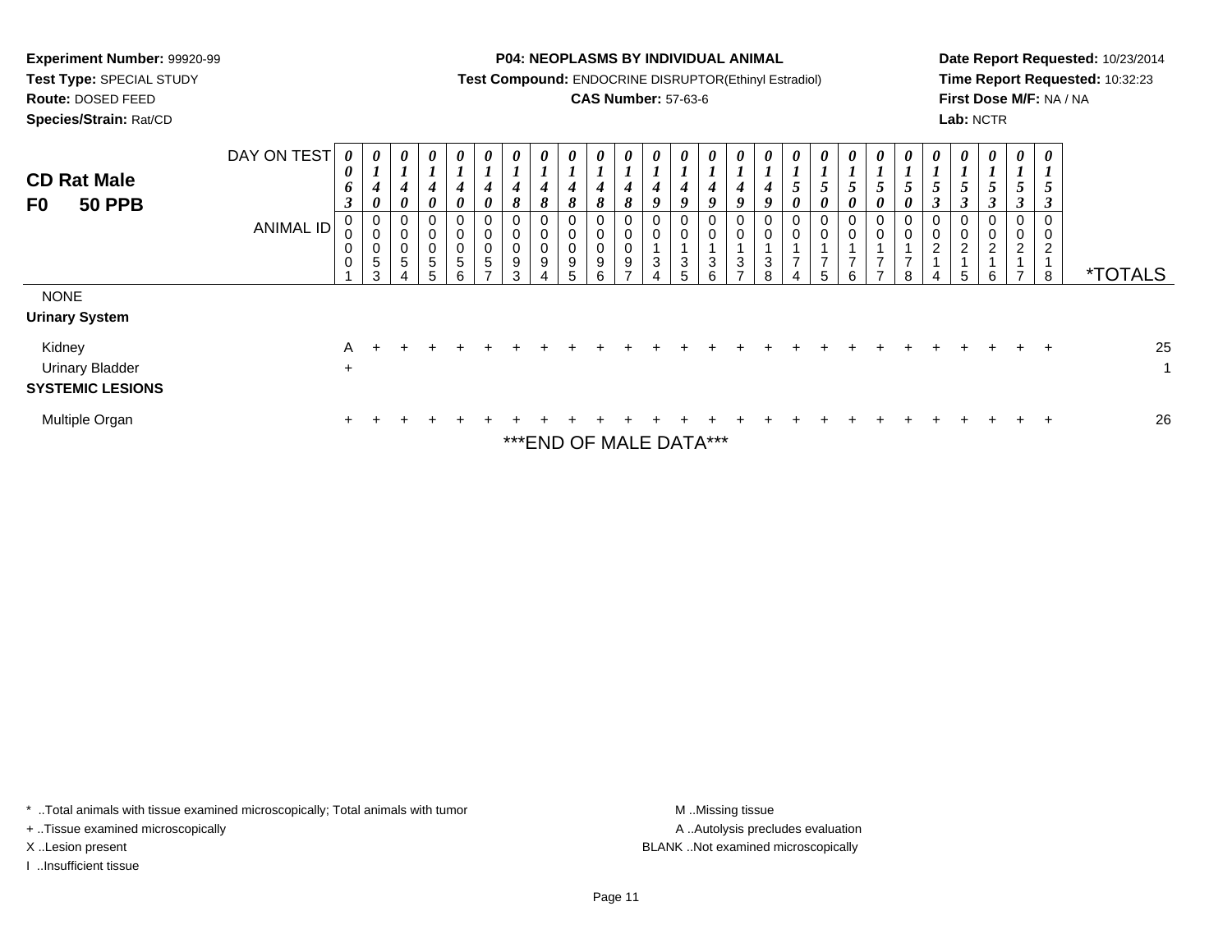**Experiment Number:** 99920-99
**Test Type:** SPECIAL STUDY
**Route:** DOSED FEED
**Species/Strain:** Rat/CD

**P04: NEOPLASMS BY INDIVIDUAL ANIMAL**
**Test Compound:** ENDOCRINE DISRUPTOR(Ethinyl Estradiol)
**CAS Number:** 57-63-6

**Date Report Requested:** 10/23/2014
**Time Report Requested:** 10:32:23
**First Dose M/F:** NA / NA
**Lab:** NCTR

## CD Rat Male
## F0 50 PPB

| DAY ON TEST | 0063 | 0140 | 0140 | 0140 | 0140 | 0140 | 0148 | 0148 | 0148 | 0148 | 0148 | 0149 | 0149 | 0149 | 0149 | 0149 | 0150 | 0150 | 0150 | 0150 | 0150 | 0153 | 0153 | 0153 | 0153 | 0153 | |
|---|---|---|---|---|---|---|---|---|---|---|---|---|---|---|---|---|---|---|---|---|---|---|---|---|---|---|---|
| **ANIMAL ID** | 00001 | 00053 | 00054 | 00055 | 00056 | 00057 | 00093 | 00094 | 00095 | 00096 | 00097 | 00134 | 00135 | 00136 | 00137 | 00138 | 00174 | 00175 | 00176 | 00177 | 00178 | 00214 | 00215 | 00216 | 00217 | 00218 | ***TOTALS** |
| NONE | | | | | | | | | | | | | | | | | | | | | | | | | | | |
| **Urinary System** | | | | | | | | | | | | | | | | | | | | | | | | | | | |
| Kidney | A | + | + | + | + | + | + | + | + | + | + | + | + | + | + | + | + | + | + | + | + | + | + | + | + | + | 25 |
| Urinary Bladder | + | | | | | | | | | | | | | | | | | | | | | | | | | | 1 |
| **SYSTEMIC LESIONS** | | | | | | | | | | | | | | | | | | | | | | | | | | | |
| Multiple Organ | + | + | + | + | + | + | + | + | + | + | + | + | + | + | + | + | + | + | + | + | + | + | + | + | + | + | 26 |

***END OF MALE DATA***

\* ..Total animals with tissue examined microscopically; Total animals with tumor
\+ ..Tissue examined microscopically
X ..Lesion present
I ..Insufficient tissue

M ..Missing tissue
A ..Autolysis precludes evaluation
BLANK ..Not examined microscopically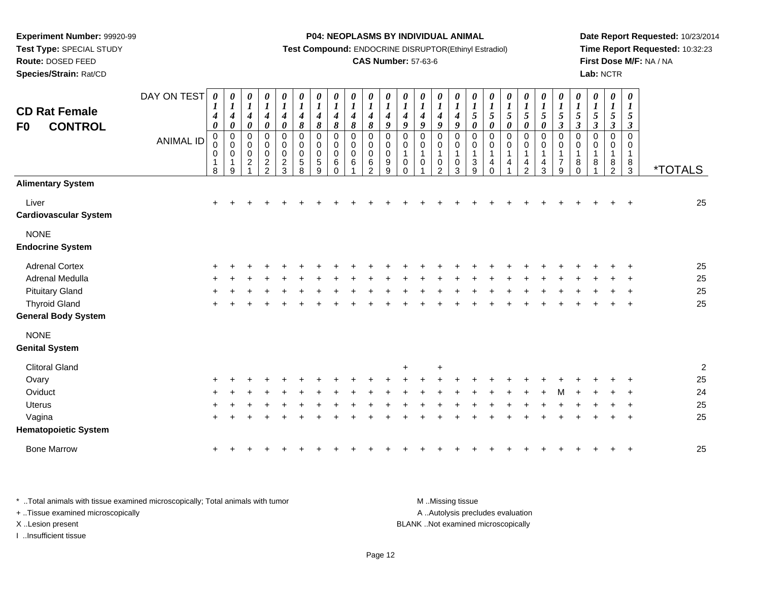**Experiment Number:** 99920-99
**Test Type:** SPECIAL STUDY
**Route:** DOSED FEED
**Species/Strain:** Rat/CD

**P04: NEOPLASMS BY INDIVIDUAL ANIMAL**
**Test Compound:** ENDOCRINE DISRUPTOR(Ethinyl Estradiol)
**CAS Number:** 57-63-6

**Date Report Requested:** 10/23/2014
**Time Report Requested:** 10:32:23
**First Dose M/F:** NA / NA
**Lab:** NCTR

## CD Rat Female F0 CONTROL

| DAY ON TEST | 0140 | 0140 | 0140 | 0140 | 0140 | 0148 | 0148 | 0148 | 0148 | 0148 | 0149 | 0149 | 0149 | 0149 | 0149 | 0150 | 0150 | 0150 | 0150 | 0150 | 0153 | 0153 | 0153 | 0153 | 0153 | |
|---|---|---|---|---|---|---|---|---|---|---|---|---|---|---|---|---|---|---|---|---|---|---|---|---|---|---|
| **ANIMAL ID** | 00018 | 00019 | 00021 | 00022 | 00023 | 00058 | 00059 | 00060 | 00061 | 00062 | 00099 | 00100 | 00101 | 00102 | 00103 | 00139 | 00140 | 00141 | 00142 | 00143 | 00179 | 00180 | 00181 | 00182 | 00183 | ***TOTALS** |
| **Alimentary System** | | | | | | | | | | | | | | | | | | | | | | | | | | |
| Liver | + | + | + | + | + | + | + | + | + | + | + | + | + | + | + | + | + | + | + | + | + | + | + | + | + | 25 |
| **Cardiovascular System** | | | | | | | | | | | | | | | | | | | | | | | | | | |
| NONE | | | | | | | | | | | | | | | | | | | | | | | | | | |
| **Endocrine System** | | | | | | | | | | | | | | | | | | | | | | | | | | |
| Adrenal Cortex | + | + | + | + | + | + | + | + | + | + | + | + | + | + | + | + | + | + | + | + | + | + | + | + | + | 25 |
| Adrenal Medulla | + | + | + | + | + | + | + | + | + | + | + | + | + | + | + | + | + | + | + | + | + | + | + | + | + | 25 |
| Pituitary Gland | + | + | + | + | + | + | + | + | + | + | + | + | + | + | + | + | + | + | + | + | + | + | + | + | + | 25 |
| Thyroid Gland | + | + | + | + | + | + | + | + | + | + | + | + | + | + | + | + | + | + | + | + | + | + | + | + | + | 25 |
| **General Body System** | | | | | | | | | | | | | | | | | | | | | | | | | | |
| NONE | | | | | | | | | | | | | | | | | | | | | | | | | | |
| **Genital System** | | | | | | | | | | | | | | | | | | | | | | | | | | |
| Clitoral Gland | | | | | | | | | | | | + | | + | | | | | | | | | | | | 2 |
| Ovary | + | + | + | + | + | + | + | + | + | + | + | + | + | + | + | + | + | + | + | + | + | + | + | + | + | 25 |
| Oviduct | + | + | + | + | + | + | + | + | + | + | + | + | + | + | + | + | + | + | + | + | M | + | + | + | + | 24 |
| Uterus | + | + | + | + | + | + | + | + | + | + | + | + | + | + | + | + | + | + | + | + | + | + | + | + | + | 25 |
| Vagina | + | + | + | + | + | + | + | + | + | + | + | + | + | + | + | + | + | + | + | + | + | + | + | + | + | 25 |
| **Hematopoietic System** | | | | | | | | | | | | | | | | | | | | | | | | | | |
| Bone Marrow | + | + | + | + | + | + | + | + | + | + | + | + | + | + | + | + | + | + | + | + | + | + | + | + | + | 25 |

* ..Total animals with tissue examined microscopically; Total animals with tumor
+ ..Tissue examined microscopically
X ..Lesion present
I ..Insufficient tissue

M ..Missing tissue
A ..Autolysis precludes evaluation
BLANK ..Not examined microscopically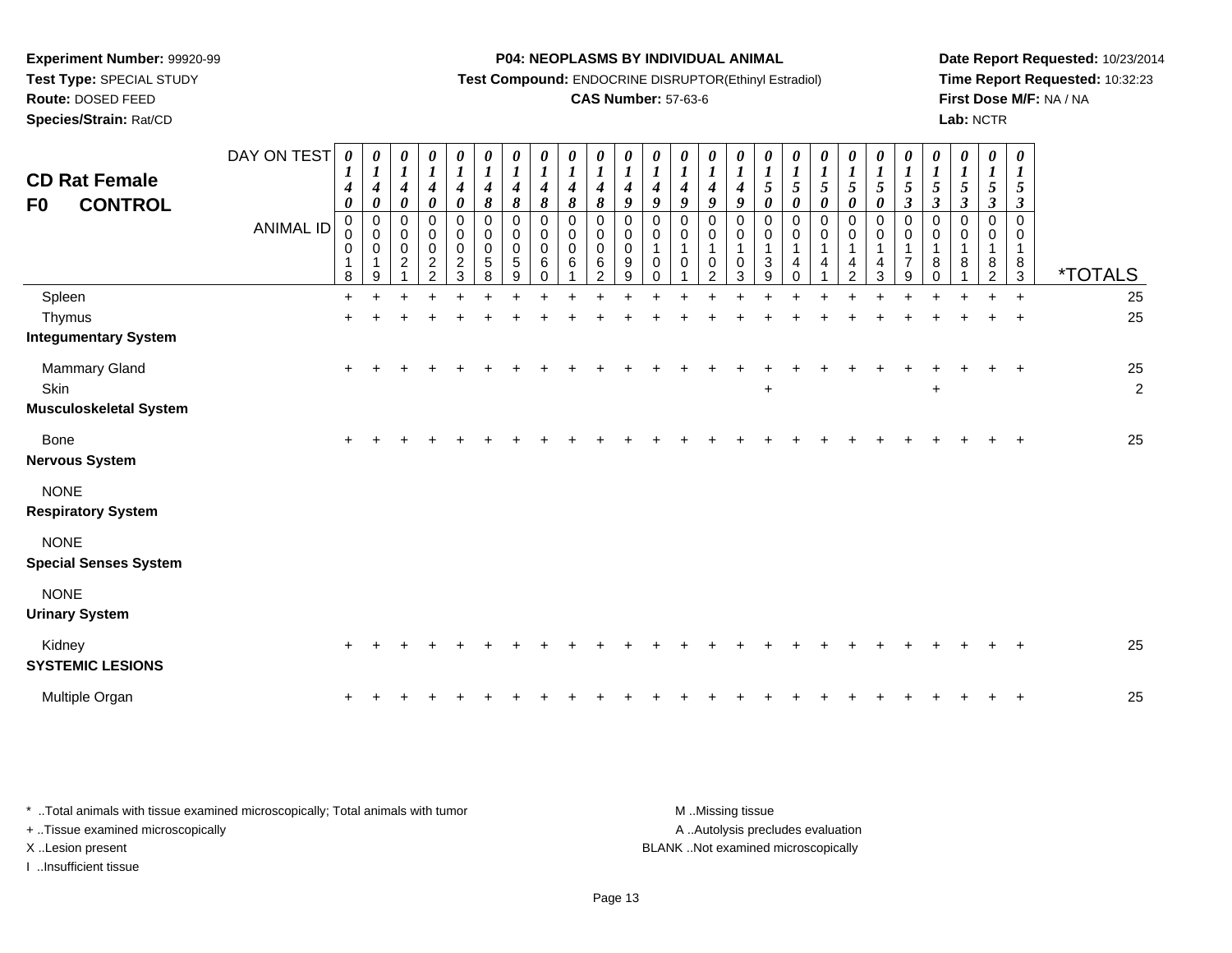**Experiment Number:** 99920-99
**Test Type:** SPECIAL STUDY
**Route:** DOSED FEED
**Species/Strain:** Rat/CD

**P04: NEOPLASMS BY INDIVIDUAL ANIMAL**
**Test Compound:** ENDOCRINE DISRUPTOR(Ethinyl Estradiol)
**CAS Number:** 57-63-6

**Date Report Requested:** 10/23/2014
**Time Report Requested:** 10:32:23
**First Dose M/F:** NA / NA
**Lab:** NCTR

## CD Rat Female F0 CONTROL

| DAY ON TEST | 0140 | 0140 | 0140 | 0140 | 0140 | 0148 | 0148 | 0148 | 0148 | 0148 | 0149 | 0149 | 0149 | 0149 | 0149 | 0150 | 0150 | 0150 | 0150 | 0150 | 0153 | 0153 | 0153 | 0153 | 0153 | |
|---|---|---|---|---|---|---|---|---|---|---|---|---|---|---|---|---|---|---|---|---|---|---|---|---|---|---|
| **ANIMAL ID** | 0018 | 0019 | 0021 | 0022 | 0023 | 0058 | 0059 | 0060 | 0061 | 0062 | 0099 | 0100 | 0101 | 0102 | 0103 | 0139 | 0140 | 0141 | 0142 | 0143 | 0179 | 0180 | 0181 | 0182 | 0183 | ***TOTALS** |
| Spleen | + | + | + | + | + | + | + | + | + | + | + | + | + | + | + | + | + | + | + | + | + | + | + | + | + | 25 |
| Thymus | + | + | + | + | + | + | + | + | + | + | + | + | + | + | + | + | + | + | + | + | + | + | + | + | + | 25 |
| **Integumentary System** | | | | | | | | | | | | | | | | | | | | | | | | | | |
| Mammary Gland | + | + | + | + | + | + | + | + | + | + | + | + | + | + | + | + | + | + | + | + | + | + | + | + | + | 25 |
| Skin | | | | | | | | | | | | | | | | + | | | | | | + | | | | 2 |
| **Musculoskeletal System** | | | | | | | | | | | | | | | | | | | | | | | | | | |
| Bone | + | + | + | + | + | + | + | + | + | + | + | + | + | + | + | + | + | + | + | + | + | + | + | + | + | 25 |
| **Nervous System** | | | | | | | | | | | | | | | | | | | | | | | | | | |
| NONE | | | | | | | | | | | | | | | | | | | | | | | | | | |
| **Respiratory System** | | | | | | | | | | | | | | | | | | | | | | | | | | |
| NONE | | | | | | | | | | | | | | | | | | | | | | | | | | |
| **Special Senses System** | | | | | | | | | | | | | | | | | | | | | | | | | | |
| NONE | | | | | | | | | | | | | | | | | | | | | | | | | | |
| **Urinary System** | | | | | | | | | | | | | | | | | | | | | | | | | | |
| Kidney | + | + | + | + | + | + | + | + | + | + | + | + | + | + | + | + | + | + | + | + | + | + | + | + | + | 25 |
| **SYSTEMIC LESIONS** | | | | | | | | | | | | | | | | | | | | | | | | | | |
| Multiple Organ | + | + | + | + | + | + | + | + | + | + | + | + | + | + | + | + | + | + | + | + | + | + | + | + | + | 25 |

\* ..Total animals with tissue examined microscopically; Total animals with tumor
\+ ..Tissue examined microscopically
X ..Lesion present
I ..Insufficient tissue

M ..Missing tissue
A ..Autolysis precludes evaluation
BLANK ..Not examined microscopically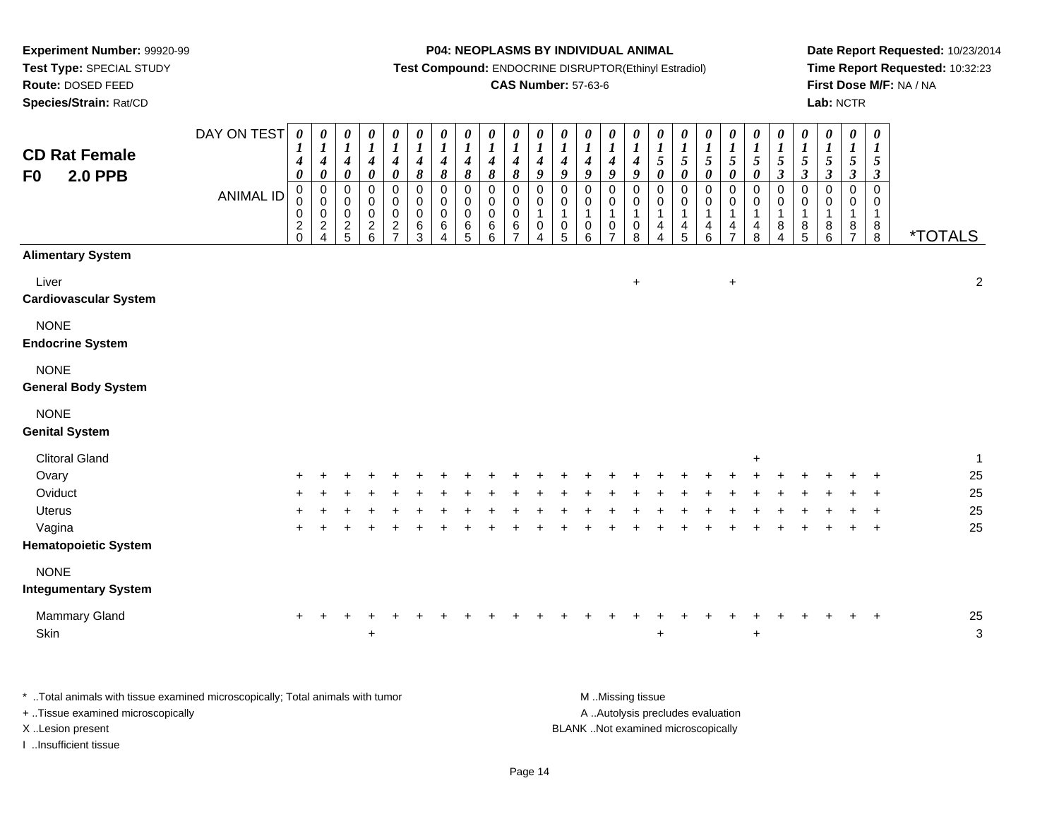**Experiment Number:** 99920-99
**Test Type:** SPECIAL STUDY
**Route:** DOSED FEED
**Species/Strain:** Rat/CD

**P04: NEOPLASMS BY INDIVIDUAL ANIMAL**
**Test Compound:** ENDOCRINE DISRUPTOR(Ethinyl Estradiol)
**CAS Number:** 57-63-6

**Date Report Requested:** 10/23/2014
**Time Report Requested:** 10:32:23
**First Dose M/F:** NA / NA
**Lab:** NCTR

## CD Rat Female
## F0 2.0 PPB

| DAY ON TEST | 0140 | 0140 | 0140 | 0140 | 0140 | 0148 | 0148 | 0148 | 0148 | 0148 | 0149 | 0149 | 0149 | 0149 | 0149 | 0150 | 0150 | 0150 | 0150 | 0150 | 0153 | 0153 | 0153 | 0153 | 0153 | |
|---|---|---|---|---|---|---|---|---|---|---|---|---|---|---|---|---|---|---|---|---|---|---|---|---|---|---|
| **ANIMAL ID** | 00020 | 00024 | 00025 | 00026 | 00027 | 00063 | 00064 | 00065 | 00066 | 00067 | 00104 | 00105 | 00106 | 00107 | 00108 | 00144 | 00145 | 00146 | 00147 | 00148 | 00184 | 00185 | 00186 | 00187 | 00188 | ***TOTALS** |
| **Alimentary System** | | | | | | | | | | | | | | | | | | | | | | | | | | |
| Liver | | | | | | | | | | | | | | | + | | | | + | | | | | | | 2 |
| **Cardiovascular System** | | | | | | | | | | | | | | | | | | | | | | | | | | |
| NONE | | | | | | | | | | | | | | | | | | | | | | | | | | |
| **Endocrine System** | | | | | | | | | | | | | | | | | | | | | | | | | | |
| NONE | | | | | | | | | | | | | | | | | | | | | | | | | | |
| **General Body System** | | | | | | | | | | | | | | | | | | | | | | | | | | |
| NONE | | | | | | | | | | | | | | | | | | | | | | | | | | |
| **Genital System** | | | | | | | | | | | | | | | | | | | | | | | | | | |
| Clitoral Gland | | | | | | | | | | | | | | | | | | | | + | | | | | | 1 |
| Ovary | + | + | + | + | + | + | + | + | + | + | + | + | + | + | + | + | + | + | + | + | + | + | + | + | + | 25 |
| Oviduct | + | + | + | + | + | + | + | + | + | + | + | + | + | + | + | + | + | + | + | + | + | + | + | + | + | 25 |
| Uterus | + | + | + | + | + | + | + | + | + | + | + | + | + | + | + | + | + | + | + | + | + | + | + | + | + | 25 |
| Vagina | + | + | + | + | + | + | + | + | + | + | + | + | + | + | + | + | + | + | + | + | + | + | + | + | + | 25 |
| **Hematopoietic System** | | | | | | | | | | | | | | | | | | | | | | | | | | |
| NONE | | | | | | | | | | | | | | | | | | | | | | | | | | |
| **Integumentary System** | | | | | | | | | | | | | | | | | | | | | | | | | | |
| Mammary Gland | + | + | + | + | + | + | + | + | + | + | + | + | + | + | + | + | + | + | + | + | + | + | + | + | + | 25 |
| Skin | | | | + | | | | | | | | | | | | + | | | | + | | | | | | 3 |

\* ..Total animals with tissue examined microscopically; Total animals with tumor
\+ ..Tissue examined microscopically
X ..Lesion present
I ..Insufficient tissue

M ..Missing tissue
A ..Autolysis precludes evaluation
BLANK ..Not examined microscopically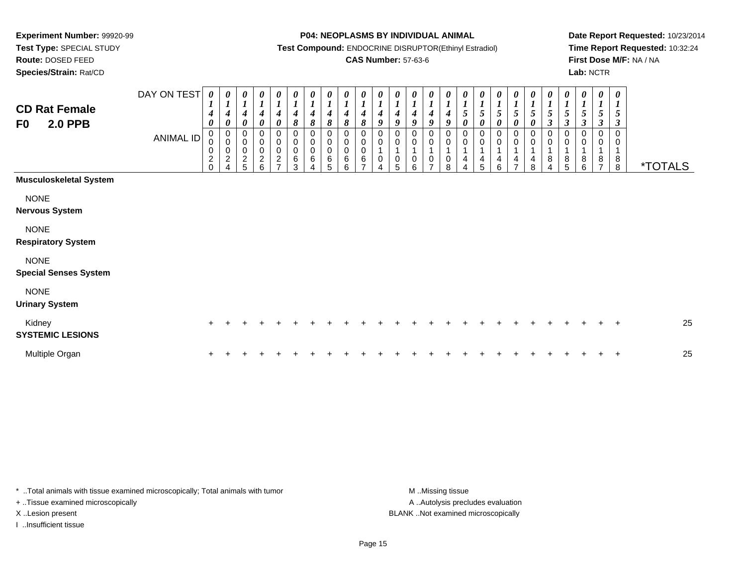**Experiment Number:** 99920-99
**Test Type:** SPECIAL STUDY
**Route:** DOSED FEED
**Species/Strain:** Rat/CD

**P04: NEOPLASMS BY INDIVIDUAL ANIMAL**
**Test Compound:** ENDOCRINE DISRUPTOR(Ethinyl Estradiol)
**CAS Number:** 57-63-6

**Date Report Requested:** 10/23/2014
**Time Report Requested:** 10:32:24
**First Dose M/F:** NA / NA
**Lab:** NCTR

## CD Rat Female F0 2.0 PPB

| DAY ON TEST | 0140 | 0140 | 0140 | 0140 | 0140 | 0148 | 0148 | 0148 | 0148 | 0148 | 0149 | 0149 | 0149 | 0149 | 0149 | 0150 | 0150 | 0150 | 0150 | 0150 | 0153 | 0153 | 0153 | 0153 | 0153 | |
|---|---|---|---|---|---|---|---|---|---|---|---|---|---|---|---|---|---|---|---|---|---|---|---|---|---|---|
| **ANIMAL ID** | 00020 | 00024 | 00025 | 00026 | 00027 | 00063 | 00064 | 00065 | 00066 | 00067 | 00104 | 00105 | 00106 | 00107 | 00108 | 00144 | 00145 | 00146 | 00147 | 00148 | 00184 | 00185 | 00186 | 00187 | 00188 | ***TOTALS** |
| **Musculoskeletal System** | | | | | | | | | | | | | | | | | | | | | | | | | | |
| NONE | | | | | | | | | | | | | | | | | | | | | | | | | | |
| **Nervous System** | | | | | | | | | | | | | | | | | | | | | | | | | | |
| NONE | | | | | | | | | | | | | | | | | | | | | | | | | | |
| **Respiratory System** | | | | | | | | | | | | | | | | | | | | | | | | | | |
| NONE | | | | | | | | | | | | | | | | | | | | | | | | | | |
| **Special Senses System** | | | | | | | | | | | | | | | | | | | | | | | | | | |
| NONE | | | | | | | | | | | | | | | | | | | | | | | | | | |
| **Urinary System** | | | | | | | | | | | | | | | | | | | | | | | | | | |
| Kidney | + | + | + | + | + | + | + | + | + | + | + | + | + | + | + | + | + | + | + | + | + | + | + | + | + | 25 |
| **SYSTEMIC LESIONS** | | | | | | | | | | | | | | | | | | | | | | | | | | |
| Multiple Organ | + | + | + | + | + | + | + | + | + | + | + | + | + | + | + | + | + | + | + | + | + | + | + | + | + | 25 |

* ..Total animals with tissue examined microscopically; Total animals with tumor
+ ..Tissue examined microscopically
X ..Lesion present
I ..Insufficient tissue

M ..Missing tissue
A ..Autolysis precludes evaluation
BLANK ..Not examined microscopically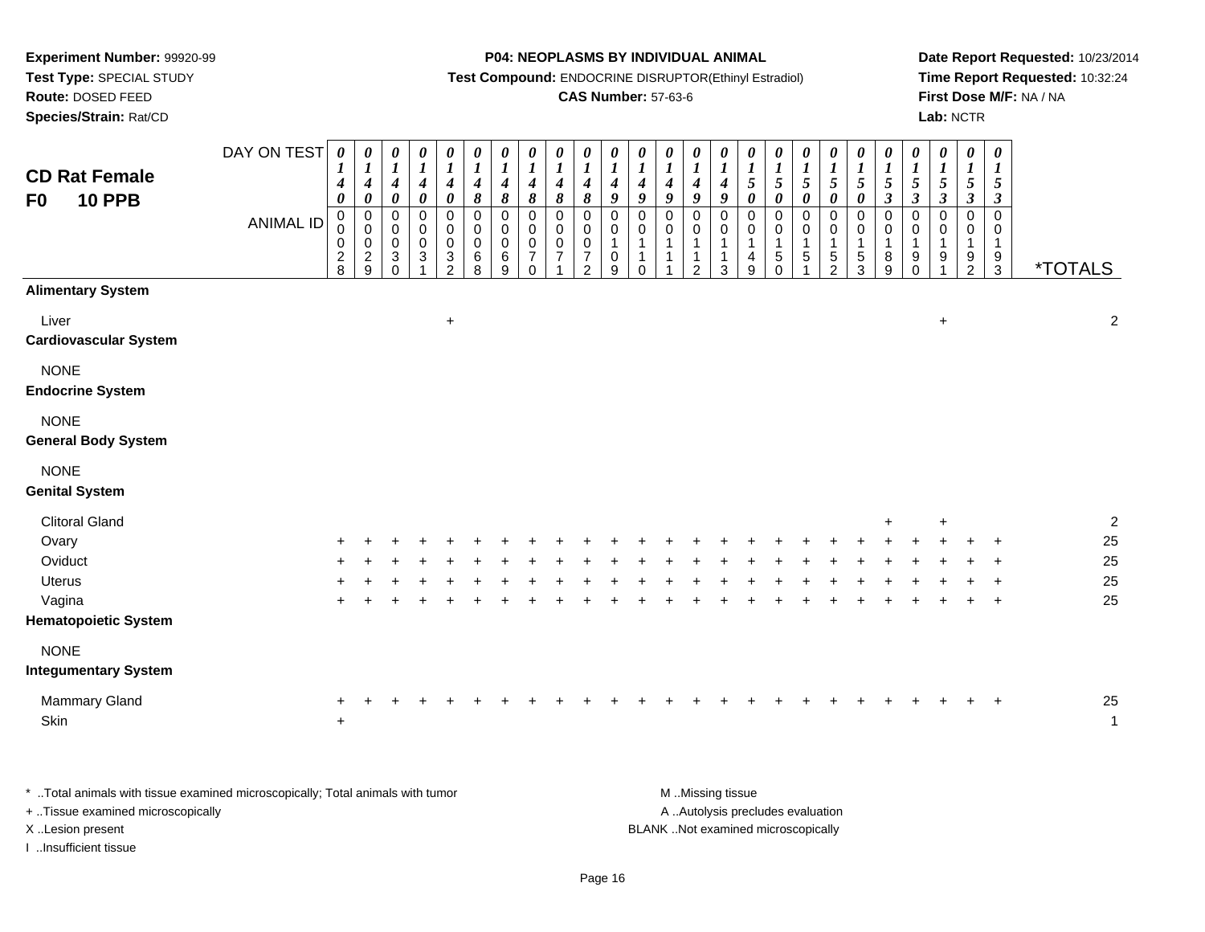**Experiment Number:** 99920-99
**Test Type:** SPECIAL STUDY
**Route:** DOSED FEED
**Species/Strain:** Rat/CD

**P04: NEOPLASMS BY INDIVIDUAL ANIMAL**
**Test Compound:** ENDOCRINE DISRUPTOR(Ethinyl Estradiol)
**CAS Number:** 57-63-6

**Date Report Requested:** 10/23/2014
**Time Report Requested:** 10:32:24
**First Dose M/F:** NA / NA
**Lab:** NCTR

## CD Rat Female F0 10 PPB

| DAY ON TEST | 0140 | 0140 | 0140 | 0140 | 0140 | 0148 | 0148 | 0148 | 0148 | 0148 | 0149 | 0149 | 0149 | 0149 | 0149 | 0150 | 0150 | 0150 | 0150 | 0150 | 0153 | 0153 | 0153 | 0153 | 0153 | |
|---|---|---|---|---|---|---|---|---|---|---|---|---|---|---|---|---|---|---|---|---|---|---|---|---|---|---|
| **ANIMAL ID** | 00028 | 00029 | 00030 | 00031 | 00032 | 00068 | 00069 | 00070 | 00071 | 00072 | 00109 | 00110 | 00111 | 00112 | 00113 | 00149 | 00150 | 00151 | 00152 | 00153 | 00189 | 00190 | 00191 | 00192 | 00193 | ***TOTALS** |
| **Alimentary System** | | | | | | | | | | | | | | | | | | | | | | | | | | |
| Liver | | | | | + | | | | | | | | | | | | | | | | | | + | | | 2 |
| **Cardiovascular System** | | | | | | | | | | | | | | | | | | | | | | | | | | |
| NONE | | | | | | | | | | | | | | | | | | | | | | | | | | |
| **Endocrine System** | | | | | | | | | | | | | | | | | | | | | | | | | | |
| NONE | | | | | | | | | | | | | | | | | | | | | | | | | | |
| **General Body System** | | | | | | | | | | | | | | | | | | | | | | | | | | |
| NONE | | | | | | | | | | | | | | | | | | | | | | | | | | |
| **Genital System** | | | | | | | | | | | | | | | | | | | | | | | | | | |
| Clitoral Gland | | | | | | | | | | | | | | | | | | | | | + | | + | | | 2 |
| Ovary | + | + | + | + | + | + | + | + | + | + | + | + | + | + | + | + | + | + | + | + | + | + | + | + | + | 25 |
| Oviduct | + | + | + | + | + | + | + | + | + | + | + | + | + | + | + | + | + | + | + | + | + | + | + | + | + | 25 |
| Uterus | + | + | + | + | + | + | + | + | + | + | + | + | + | + | + | + | + | + | + | + | + | + | + | + | + | 25 |
| Vagina | + | + | + | + | + | + | + | + | + | + | + | + | + | + | + | + | + | + | + | + | + | + | + | + | + | 25 |
| **Hematopoietic System** | | | | | | | | | | | | | | | | | | | | | | | | | | |
| NONE | | | | | | | | | | | | | | | | | | | | | | | | | | |
| **Integumentary System** | | | | | | | | | | | | | | | | | | | | | | | | | | |
| Mammary Gland | + | + | + | + | + | + | + | + | + | + | + | + | + | + | + | + | + | + | + | + | + | + | + | + | + | 25 |
| Skin | + | | | | | | | | | | | | | | | | | | | | | | | | | 1 |

\* ..Total animals with tissue examined microscopically; Total animals with tumor
\+ ..Tissue examined microscopically
X ..Lesion present
I ..Insufficient tissue

M ..Missing tissue
A ..Autolysis precludes evaluation
BLANK ..Not examined microscopically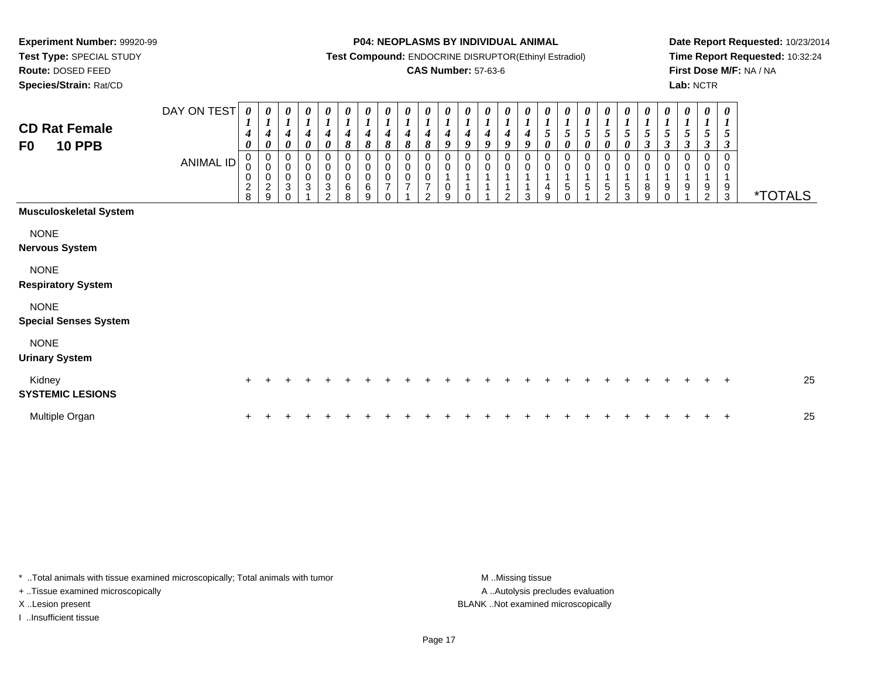**Experiment Number:** 99920-99
**Test Type:** SPECIAL STUDY
**Route:** DOSED FEED
**Species/Strain:** Rat/CD

**P04: NEOPLASMS BY INDIVIDUAL ANIMAL**
**Test Compound:** ENDOCRINE DISRUPTOR(Ethinyl Estradiol)
**CAS Number:** 57-63-6

**Date Report Requested:** 10/23/2014
**Time Report Requested:** 10:32:24
**First Dose M/F:** NA / NA
**Lab:** NCTR

## CD Rat Female F0 10 PPB

| DAY ON TEST | 0140 | 0140 | 0140 | 0140 | 0140 | 0148 | 0148 | 0148 | 0148 | 0148 | 0149 | 0149 | 0149 | 0149 | 0149 | 0150 | 0150 | 0150 | 0150 | 0150 | 0153 | 0153 | 0153 | 0153 | 0153 | |
|---|---|---|---|---|---|---|---|---|---|---|---|---|---|---|---|---|---|---|---|---|---|---|---|---|---|---|
| **ANIMAL ID** | 00028 | 00029 | 00030 | 00031 | 00032 | 00068 | 00069 | 00070 | 00071 | 00072 | 00109 | 00110 | 00111 | 00112 | 00113 | 00149 | 00150 | 00151 | 00152 | 00153 | 00189 | 00190 | 00191 | 00192 | 00193 | ***TOTALS** |
| **Musculoskeletal System** | | | | | | | | | | | | | | | | | | | | | | | | | | |
| NONE | | | | | | | | | | | | | | | | | | | | | | | | | | |
| **Nervous System** | | | | | | | | | | | | | | | | | | | | | | | | | | |
| NONE | | | | | | | | | | | | | | | | | | | | | | | | | | |
| **Respiratory System** | | | | | | | | | | | | | | | | | | | | | | | | | | |
| NONE | | | | | | | | | | | | | | | | | | | | | | | | | | |
| **Special Senses System** | | | | | | | | | | | | | | | | | | | | | | | | | | |
| NONE | | | | | | | | | | | | | | | | | | | | | | | | | | |
| **Urinary System** | | | | | | | | | | | | | | | | | | | | | | | | | | |
| Kidney | + | + | + | + | + | + | + | + | + | + | + | + | + | + | + | + | + | + | + | + | + | + | + | + | + | 25 |
| **SYSTEMIC LESIONS** | | | | | | | | | | | | | | | | | | | | | | | | | | |
| Multiple Organ | + | + | + | + | + | + | + | + | + | + | + | + | + | + | + | + | + | + | + | + | + | + | + | + | + | 25 |

* ..Total animals with tissue examined microscopically; Total animals with tumor
+ ..Tissue examined microscopically
X ..Lesion present
I ..Insufficient tissue

M ..Missing tissue
A ..Autolysis precludes evaluation
BLANK ..Not examined microscopically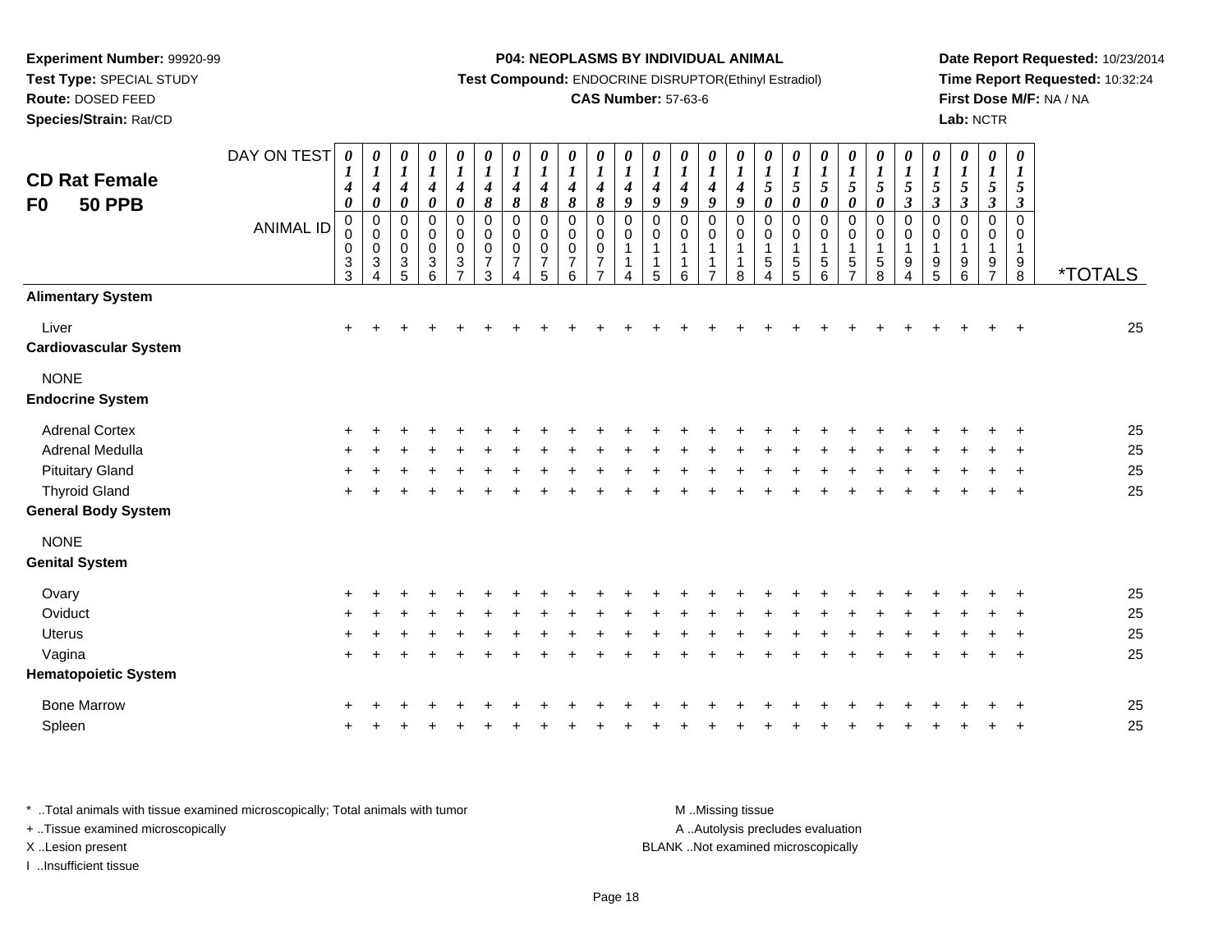**Experiment Number:** 99920-99
**Test Type:** SPECIAL STUDY
**Route:** DOSED FEED
**Species/Strain:** Rat/CD

**P04: NEOPLASMS BY INDIVIDUAL ANIMAL**
**Test Compound:** ENDOCRINE DISRUPTOR(Ethinyl Estradiol)
**CAS Number:** 57-63-6

**Date Report Requested:** 10/23/2014
**Time Report Requested:** 10:32:24
**First Dose M/F:** NA / NA
**Lab:** NCTR

## CD Rat Female F0 50 PPB

| DAY ON TEST | 0140 | 0140 | 0140 | 0140 | 0140 | 0148 | 0148 | 0148 | 0148 | 0148 | 0149 | 0149 | 0149 | 0149 | 0149 | 0150 | 0150 | 0150 | 0150 | 0150 | 0153 | 0153 | 0153 | 0153 | 0153 | |
|---|---|---|---|---|---|---|---|---|---|---|---|---|---|---|---|---|---|---|---|---|---|---|---|---|---|---|
| **ANIMAL ID** | 00033 | 00034 | 00035 | 00036 | 00037 | 00073 | 00074 | 00075 | 00076 | 00077 | 00114 | 00115 | 00116 | 00117 | 00118 | 00154 | 00155 | 00156 | 00157 | 00158 | 00194 | 00195 | 00196 | 00197 | 00198 | ***TOTALS** |
| **Alimentary System** | | | | | | | | | | | | | | | | | | | | | | | | | | |
| Liver | + | + | + | + | + | + | + | + | + | + | + | + | + | + | + | + | + | + | + | + | + | + | + | + | + | 25 |
| **Cardiovascular System** | | | | | | | | | | | | | | | | | | | | | | | | | | |
| NONE | | | | | | | | | | | | | | | | | | | | | | | | | | |
| **Endocrine System** | | | | | | | | | | | | | | | | | | | | | | | | | | |
| Adrenal Cortex | + | + | + | + | + | + | + | + | + | + | + | + | + | + | + | + | + | + | + | + | + | + | + | + | + | 25 |
| Adrenal Medulla | + | + | + | + | + | + | + | + | + | + | + | + | + | + | + | + | + | + | + | + | + | + | + | + | + | 25 |
| Pituitary Gland | + | + | + | + | + | + | + | + | + | + | + | + | + | + | + | + | + | + | + | + | + | + | + | + | + | 25 |
| Thyroid Gland | + | + | + | + | + | + | + | + | + | + | + | + | + | + | + | + | + | + | + | + | + | + | + | + | + | 25 |
| **General Body System** | | | | | | | | | | | | | | | | | | | | | | | | | | |
| NONE | | | | | | | | | | | | | | | | | | | | | | | | | | |
| **Genital System** | | | | | | | | | | | | | | | | | | | | | | | | | | |
| Ovary | + | + | + | + | + | + | + | + | + | + | + | + | + | + | + | + | + | + | + | + | + | + | + | + | + | 25 |
| Oviduct | + | + | + | + | + | + | + | + | + | + | + | + | + | + | + | + | + | + | + | + | + | + | + | + | + | 25 |
| Uterus | + | + | + | + | + | + | + | + | + | + | + | + | + | + | + | + | + | + | + | + | + | + | + | + | + | 25 |
| Vagina | + | + | + | + | + | + | + | + | + | + | + | + | + | + | + | + | + | + | + | + | + | + | + | + | + | 25 |
| **Hematopoietic System** | | | | | | | | | | | | | | | | | | | | | | | | | | |
| Bone Marrow | + | + | + | + | + | + | + | + | + | + | + | + | + | + | + | + | + | + | + | + | + | + | + | + | + | 25 |
| Spleen | + | + | + | + | + | + | + | + | + | + | + | + | + | + | + | + | + | + | + | + | + | + | + | + | + | 25 |

* ..Total animals with tissue examined microscopically; Total animals with tumor
+ ..Tissue examined microscopically
X ..Lesion present
I ..Insufficient tissue

M ..Missing tissue
A ..Autolysis precludes evaluation
BLANK ..Not examined microscopically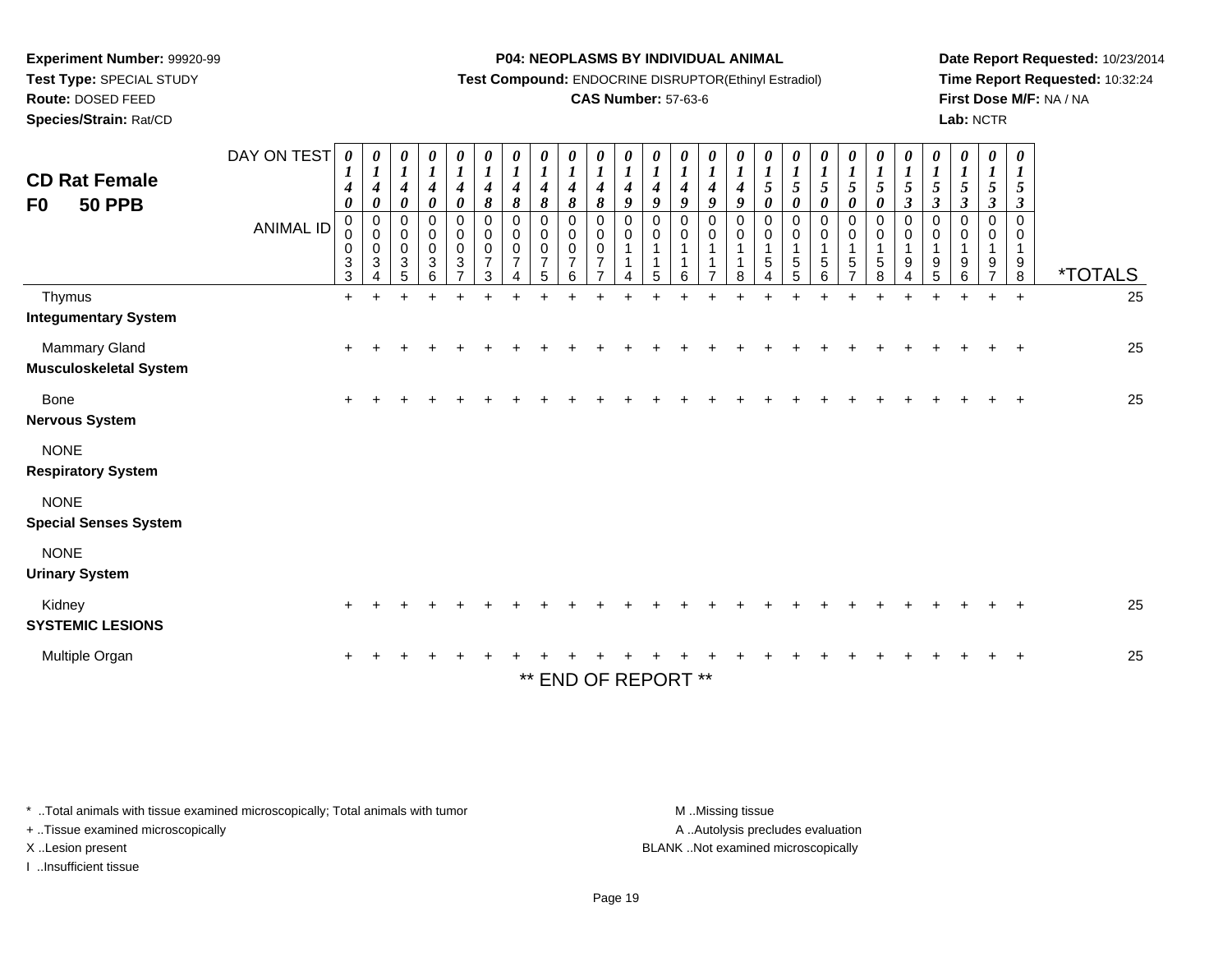**Experiment Number:** 99920-99
**Test Type:** SPECIAL STUDY
**Route:** DOSED FEED
**Species/Strain:** Rat/CD

**P04: NEOPLASMS BY INDIVIDUAL ANIMAL**
**Test Compound:** ENDOCRINE DISRUPTOR(Ethinyl Estradiol)
**CAS Number:** 57-63-6

**Date Report Requested:** 10/23/2014
**Time Report Requested:** 10:32:24
**First Dose M/F:** NA / NA
**Lab:** NCTR

## CD Rat Female F0 50 PPB

| DAY ON TEST | 0140 | 0140 | 0140 | 0140 | 0140 | 0148 | 0148 | 0148 | 0148 | 0148 | 0149 | 0149 | 0149 | 0149 | 0149 | 0150 | 0150 | 0150 | 0150 | 0150 | 0153 | 0153 | 0153 | 0153 | 0153 | |
|---|---|---|---|---|---|---|---|---|---|---|---|---|---|---|---|---|---|---|---|---|---|---|---|---|---|---|
| **ANIMAL ID** | 00033 | 00034 | 00035 | 00036 | 00037 | 00073 | 00074 | 00075 | 00076 | 00077 | 00114 | 00115 | 00116 | 00117 | 00118 | 00154 | 00155 | 00156 | 00157 | 00158 | 00194 | 00195 | 00196 | 00197 | 00198 | ***TOTALS** |
| Thymus | + | + | + | + | + | + | + | + | + | + | + | + | + | + | + | + | + | + | + | + | + | + | + | + | + | 25 |
| **Integumentary System** | | | | | | | | | | | | | | | | | | | | | | | | | | |
| Mammary Gland | + | + | + | + | + | + | + | + | + | + | + | + | + | + | + | + | + | + | + | + | + | + | + | + | + | 25 |
| **Musculoskeletal System** | | | | | | | | | | | | | | | | | | | | | | | | | | |
| Bone | + | + | + | + | + | + | + | + | + | + | + | + | + | + | + | + | + | + | + | + | + | + | + | + | + | 25 |
| **Nervous System** | | | | | | | | | | | | | | | | | | | | | | | | | | |
| NONE | | | | | | | | | | | | | | | | | | | | | | | | | | |
| **Respiratory System** | | | | | | | | | | | | | | | | | | | | | | | | | | |
| NONE | | | | | | | | | | | | | | | | | | | | | | | | | | |
| **Special Senses System** | | | | | | | | | | | | | | | | | | | | | | | | | | |
| NONE | | | | | | | | | | | | | | | | | | | | | | | | | | |
| **Urinary System** | | | | | | | | | | | | | | | | | | | | | | | | | | |
| Kidney | + | + | + | + | + | + | + | + | + | + | + | + | + | + | + | + | + | + | + | + | + | + | + | + | + | 25 |
| **SYSTEMIC LESIONS** | | | | | | | | | | | | | | | | | | | | | | | | | | |
| Multiple Organ | + | + | + | + | + | + | + | + | + | + | + | + | + | + | + | + | + | + | + | + | + | + | + | + | + | 25 |

** END OF REPORT **

* ..Total animals with tissue examined microscopically; Total animals with tumor
+ ..Tissue examined microscopically
X ..Lesion present
I ..Insufficient tissue

M ..Missing tissue
A ..Autolysis precludes evaluation
BLANK ..Not examined microscopically